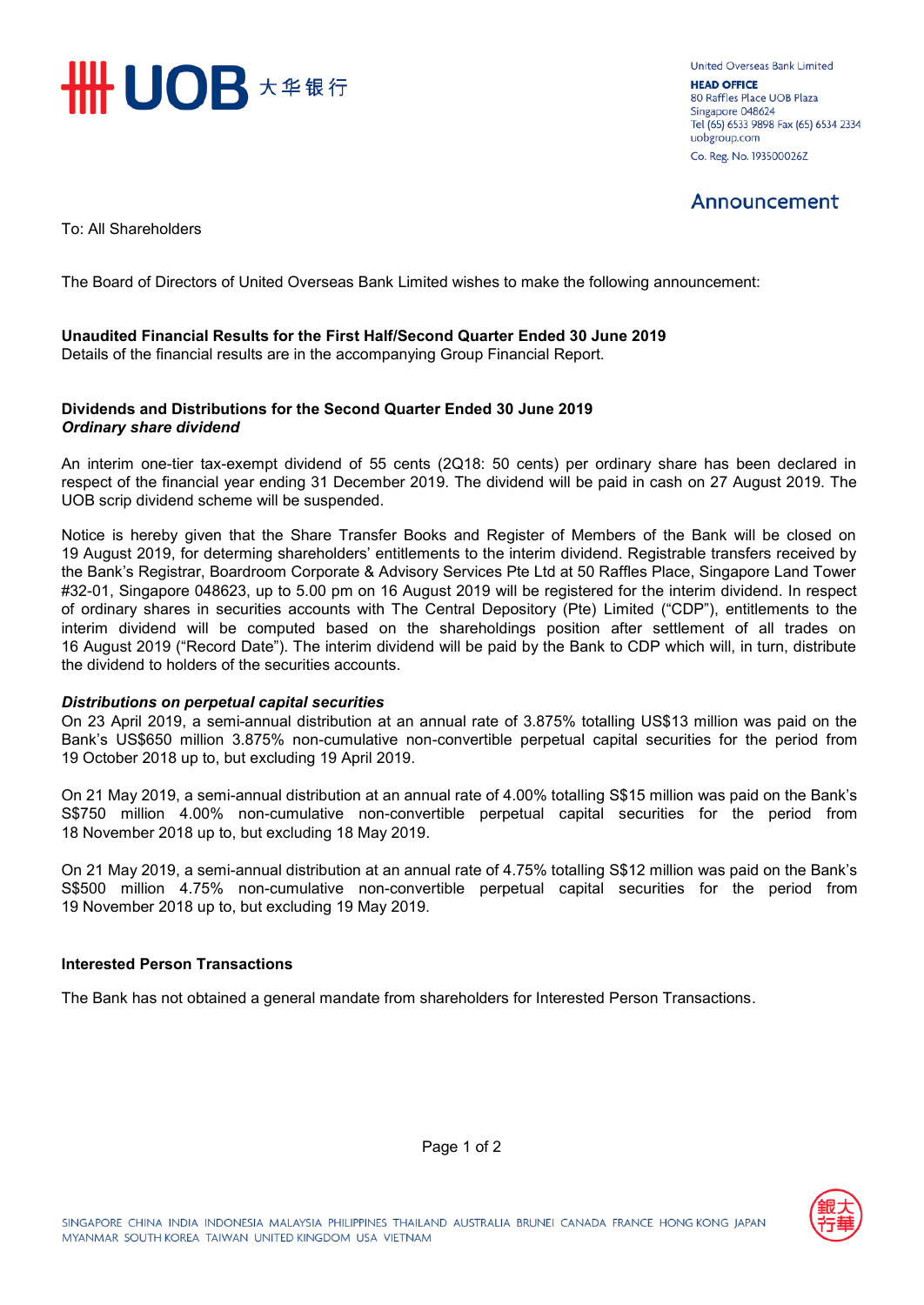United Overseas Bank Limited
**HEAD OFFICE**
80 Raffles Place UOB Plaza
Singapore 048624
Tel (65) 6533 9898 Fax (65) 6534 2334
uobgroup.com
Co. Reg. No. 193500026Z

## Announcement

To: All Shareholders

The Board of Directors of United Overseas Bank Limited wishes to make the following announcement:

**Unaudited Financial Results for the First Half/Second Quarter Ended 30 June 2019**
Details of the financial results are in the accompanying Group Financial Report.

**Dividends and Distributions for the Second Quarter Ended 30 June 2019**
***Ordinary share dividend***

An interim one-tier tax-exempt dividend of 55 cents (2Q18: 50 cents) per ordinary share has been declared in respect of the financial year ending 31 December 2019. The dividend will be paid in cash on 27 August 2019. The UOB scrip dividend scheme will be suspended.

Notice is hereby given that the Share Transfer Books and Register of Members of the Bank will be closed on 19 August 2019, for determing shareholders' entitlements to the interim dividend. Registrable transfers received by the Bank's Registrar, Boardroom Corporate & Advisory Services Pte Ltd at 50 Raffles Place, Singapore Land Tower #32-01, Singapore 048623, up to 5.00 pm on 16 August 2019 will be registered for the interim dividend. In respect of ordinary shares in securities accounts with The Central Depository (Pte) Limited ("CDP"), entitlements to the interim dividend will be computed based on the shareholdings position after settlement of all trades on 16 August 2019 ("Record Date"). The interim dividend will be paid by the Bank to CDP which will, in turn, distribute the dividend to holders of the securities accounts.

***Distributions on perpetual capital securities***
On 23 April 2019, a semi-annual distribution at an annual rate of 3.875% totalling US$13 million was paid on the Bank's US$650 million 3.875% non-cumulative non-convertible perpetual capital securities for the period from 19 October 2018 up to, but excluding 19 April 2019.

On 21 May 2019, a semi-annual distribution at an annual rate of 4.00% totalling S$15 million was paid on the Bank's S$750 million 4.00% non-cumulative non-convertible perpetual capital securities for the period from 18 November 2018 up to, but excluding 18 May 2019.

On 21 May 2019, a semi-annual distribution at an annual rate of 4.75% totalling S$12 million was paid on the Bank's S$500 million 4.75% non-cumulative non-convertible perpetual capital securities for the period from 19 November 2018 up to, but excluding 19 May 2019.

**Interested Person Transactions**

The Bank has not obtained a general mandate from shareholders for Interested Person Transactions.

SINGAPORE CHINA INDIA INDONESIA MALAYSIA PHILIPPINES THAILAND AUSTRALIA BRUNEI CANADA FRANCE HONG KONG JAPAN MYANMAR SOUTH KOREA TAIWAN UNITED KINGDOM USA VIETNAM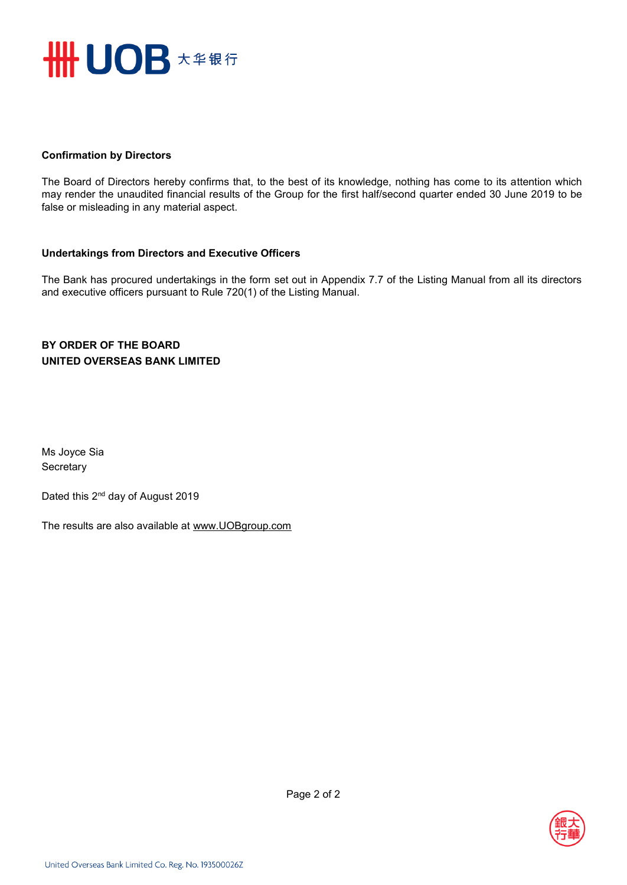**Confirmation by Directors**

The Board of Directors hereby confirms that, to the best of its knowledge, nothing has come to its attention which may render the unaudited financial results of the Group for the first half/second quarter ended 30 June 2019 to be false or misleading in any material aspect.

**Undertakings from Directors and Executive Officers**

The Bank has procured undertakings in the form set out in Appendix 7.7 of the Listing Manual from all its directors and executive officers pursuant to Rule 720(1) of the Listing Manual.

**BY ORDER OF THE BOARD**
**UNITED OVERSEAS BANK LIMITED**

Ms Joyce Sia
Secretary

Dated this 2nd day of August 2019

The results are also available at www.UOBgroup.com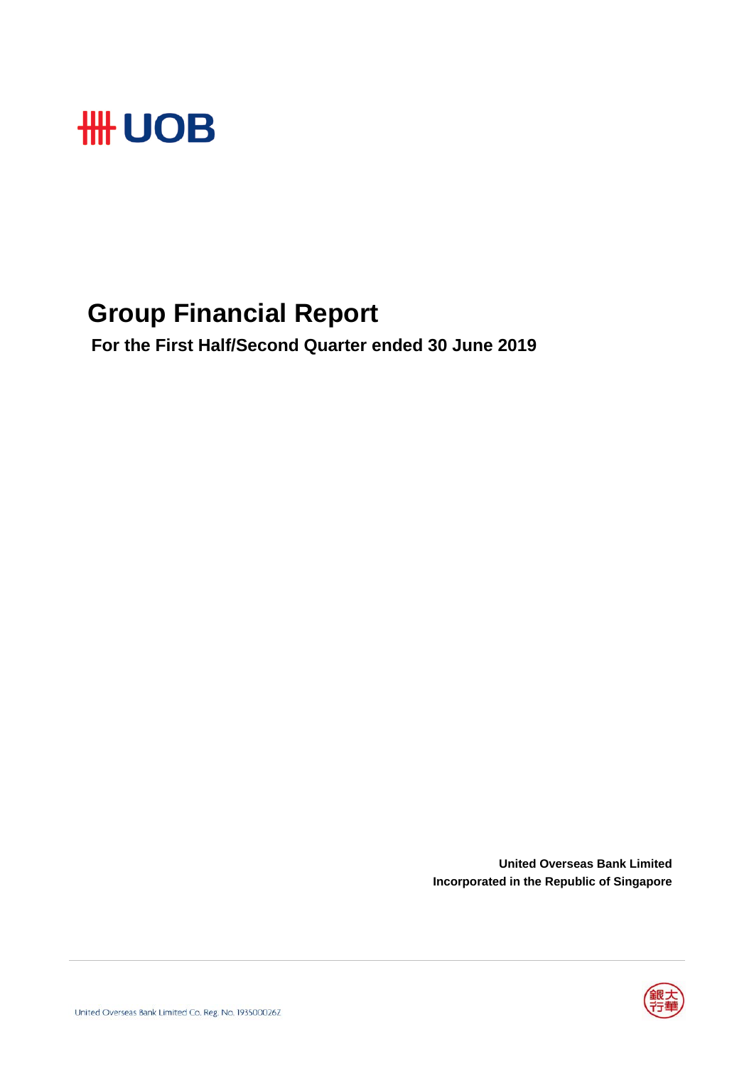# Group Financial Report

**For the First Half/Second Quarter ended 30 June 2019**

**United Overseas Bank Limited**
**Incorporated in the Republic of Singapore**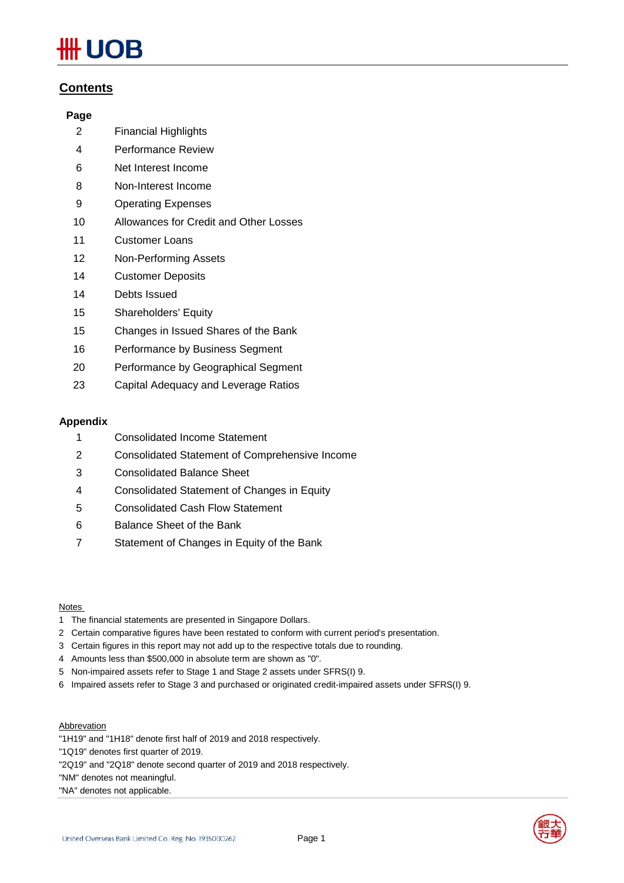## Contents

| Page | |
|---|---|
| 2 | Financial Highlights |
| 4 | Performance Review |
| 6 | Net Interest Income |
| 8 | Non-Interest Income |
| 9 | Operating Expenses |
| 10 | Allowances for Credit and Other Losses |
| 11 | Customer Loans |
| 12 | Non-Performing Assets |
| 14 | Customer Deposits |
| 14 | Debts Issued |
| 15 | Shareholders' Equity |
| 15 | Changes in Issued Shares of the Bank |
| 16 | Performance by Business Segment |
| 20 | Performance by Geographical Segment |
| 23 | Capital Adequacy and Leverage Ratios |

### Appendix

| | |
|---|---|
| 1 | Consolidated Income Statement |
| 2 | Consolidated Statement of Comprehensive Income |
| 3 | Consolidated Balance Sheet |
| 4 | Consolidated Statement of Changes in Equity |
| 5 | Consolidated Cash Flow Statement |
| 6 | Balance Sheet of the Bank |
| 7 | Statement of Changes in Equity of the Bank |

Notes

1. The financial statements are presented in Singapore Dollars.
2. Certain comparative figures have been restated to conform with current period's presentation.
3. Certain figures in this report may not add up to the respective totals due to rounding.
4. Amounts less than $500,000 in absolute term are shown as "0".
5. Non-impaired assets refer to Stage 1 and Stage 2 assets under SFRS(I) 9.
6. Impaired assets refer to Stage 3 and purchased or originated credit-impaired assets under SFRS(I) 9.

Abbrevation

"1H19" and "1H18" denote first half of 2019 and 2018 respectively.
"1Q19" denotes first quarter of 2019.
"2Q19" and "2Q18" denote second quarter of 2019 and 2018 respectively.
"NM" denotes not meaningful.
"NA" denotes not applicable.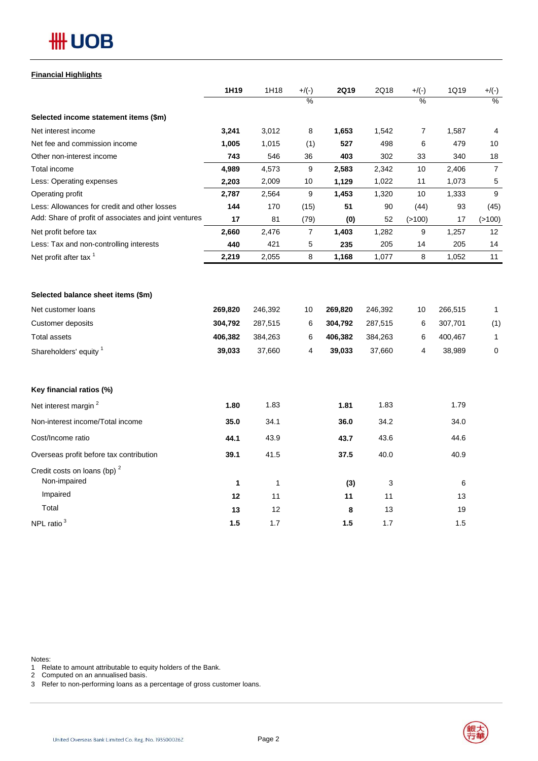**Financial Highlights**

| | 1H19 | 1H18 | +/(-) | 2Q19 | 2Q18 | +/(-) | 1Q19 | +/(-) |
|---|---|---|---|---|---|---|---|---|
| | | | % | | | % | | % |
| **Selected income statement items ($m)** | | | | | | | | |
| Net interest income | **3,241** | 3,012 | 8 | **1,653** | 1,542 | 7 | 1,587 | 4 |
| Net fee and commission income | **1,005** | 1,015 | (1) | **527** | 498 | 6 | 479 | 10 |
| Other non-interest income | **743** | 546 | 36 | **403** | 302 | 33 | 340 | 18 |
| Total income | **4,989** | 4,573 | 9 | **2,583** | 2,342 | 10 | 2,406 | 7 |
| Less: Operating expenses | **2,203** | 2,009 | 10 | **1,129** | 1,022 | 11 | 1,073 | 5 |
| Operating profit | **2,787** | 2,564 | 9 | **1,453** | 1,320 | 10 | 1,333 | 9 |
| Less: Allowances for credit and other losses | **144** | 170 | (15) | **51** | 90 | (44) | 93 | (45) |
| Add: Share of profit of associates and joint ventures | **17** | 81 | (79) | **(0)** | 52 | (>100) | 17 | (>100) |
| Net profit before tax | **2,660** | 2,476 | 7 | **1,403** | 1,282 | 9 | 1,257 | 12 |
| Less: Tax and non-controlling interests | **440** | 421 | 5 | **235** | 205 | 14 | 205 | 14 |
| Net profit after tax [1] | **2,219** | 2,055 | 8 | **1,168** | 1,077 | 8 | 1,052 | 11 |
| | | | | | | | | |
| **Selected balance sheet items ($m)** | | | | | | | | |
| Net customer loans | **269,820** | 246,392 | 10 | **269,820** | 246,392 | 10 | 266,515 | 1 |
| Customer deposits | **304,792** | 287,515 | 6 | **304,792** | 287,515 | 6 | 307,701 | (1) |
| Total assets | **406,382** | 384,263 | 6 | **406,382** | 384,263 | 6 | 400,467 | 1 |
| Shareholders' equity [1] | **39,033** | 37,660 | 4 | **39,033** | 37,660 | 4 | 38,989 | 0 |
| | | | | | | | | |
| **Key financial ratios (%)** | | | | | | | | |
| Net interest margin [2] | **1.80** | 1.83 | | **1.81** | 1.83 | | 1.79 | |
| Non-interest income/Total income | **35.0** | 34.1 | | **36.0** | 34.2 | | 34.0 | |
| Cost/Income ratio | **44.1** | 43.9 | | **43.7** | 43.6 | | 44.6 | |
| Overseas profit before tax contribution | **39.1** | 41.5 | | **37.5** | 40.0 | | 40.9 | |
| Credit costs on loans (bp) [2] | | | | | | | | |
| Non-impaired | **1** | 1 | | **(3)** | 3 | | 6 | |
| Impaired | **12** | 11 | | **11** | 11 | | 13 | |
| Total | **13** | 12 | | **8** | 13 | | 19 | |
| NPL ratio [3] | **1.5** | 1.7 | | **1.5** | 1.7 | | 1.5 | |

Notes:
1 Relate to amount attributable to equity holders of the Bank.
2 Computed on an annualised basis.
3 Refer to non-performing loans as a percentage of gross customer loans.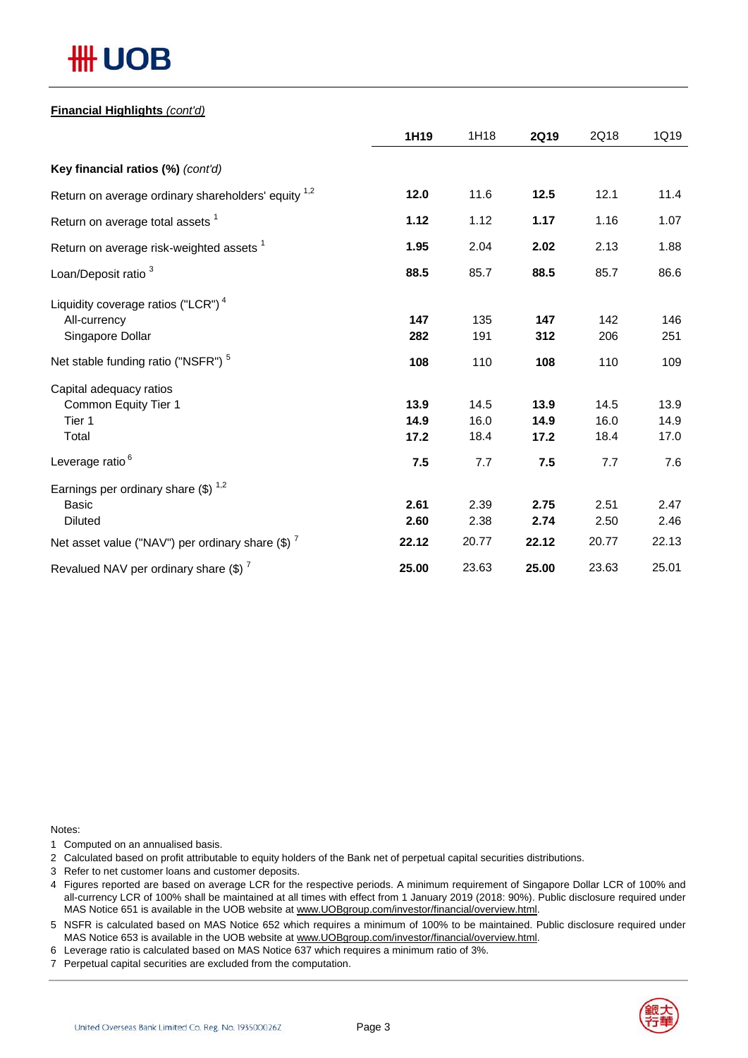**Financial Highlights** *(cont'd)*

| | **1H19** | 1H18 | **2Q19** | 2Q18 | 1Q19 |
|---|---|---|---|---|---|
| **Key financial ratios (%)** *(cont'd)* | | | | | |
| Return on average ordinary shareholders' equity [1,2] | **12.0** | 11.6 | **12.5** | 12.1 | 11.4 |
| Return on average total assets [1] | **1.12** | 1.12 | **1.17** | 1.16 | 1.07 |
| Return on average risk-weighted assets [1] | **1.95** | 2.04 | **2.02** | 2.13 | 1.88 |
| Loan/Deposit ratio [3] | **88.5** | 85.7 | **88.5** | 85.7 | 86.6 |
| Liquidity coverage ratios ("LCR") [4] | | | | | |
| All-currency | **147** | 135 | **147** | 142 | 146 |
| Singapore Dollar | **282** | 191 | **312** | 206 | 251 |
| Net stable funding ratio ("NSFR") [5] | **108** | 110 | **108** | 110 | 109 |
| Capital adequacy ratios | | | | | |
| Common Equity Tier 1 | **13.9** | 14.5 | **13.9** | 14.5 | 13.9 |
| Tier 1 | **14.9** | 16.0 | **14.9** | 16.0 | 14.9 |
| Total | **17.2** | 18.4 | **17.2** | 18.4 | 17.0 |
| Leverage ratio [6] | **7.5** | 7.7 | **7.5** | 7.7 | 7.6 |
| Earnings per ordinary share ($) [1,2] | | | | | |
| Basic | **2.61** | 2.39 | **2.75** | 2.51 | 2.47 |
| Diluted | **2.60** | 2.38 | **2.74** | 2.50 | 2.46 |
| Net asset value ("NAV") per ordinary share ($) [7] | **22.12** | 20.77 | **22.12** | 20.77 | 22.13 |
| Revalued NAV per ordinary share ($) [7] | **25.00** | 23.63 | **25.00** | 23.63 | 25.01 |

Notes:

1. Computed on an annualised basis.
2. Calculated based on profit attributable to equity holders of the Bank net of perpetual capital securities distributions.
3. Refer to net customer loans and customer deposits.
4. Figures reported are based on average LCR for the respective periods. A minimum requirement of Singapore Dollar LCR of 100% and all-currency LCR of 100% shall be maintained at all times with effect from 1 January 2019 (2018: 90%). Public disclosure required under MAS Notice 651 is available in the UOB website at www.UOBgroup.com/investor/financial/overview.html.
5. NSFR is calculated based on MAS Notice 652 which requires a minimum of 100% to be maintained. Public disclosure required under MAS Notice 653 is available in the UOB website at www.UOBgroup.com/investor/financial/overview.html.
6. Leverage ratio is calculated based on MAS Notice 637 which requires a minimum ratio of 3%.
7. Perpetual capital securities are excluded from the computation.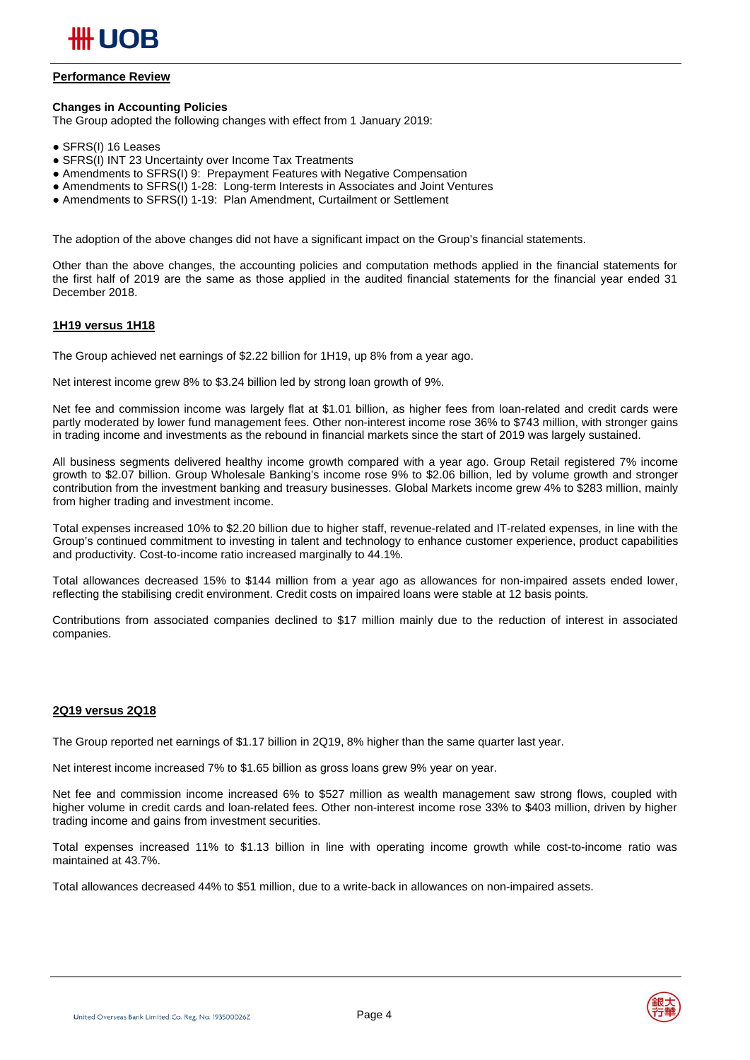## Performance Review

### Changes in Accounting Policies

The Group adopted the following changes with effect from 1 January 2019:

- SFRS(I) 16 Leases
- SFRS(I) INT 23 Uncertainty over Income Tax Treatments
- Amendments to SFRS(I) 9: Prepayment Features with Negative Compensation
- Amendments to SFRS(I) 1-28: Long-term Interests in Associates and Joint Ventures
- Amendments to SFRS(I) 1-19: Plan Amendment, Curtailment or Settlement

The adoption of the above changes did not have a significant impact on the Group's financial statements.

Other than the above changes, the accounting policies and computation methods applied in the financial statements for the first half of 2019 are the same as those applied in the audited financial statements for the financial year ended 31 December 2018.

### 1H19 versus 1H18

The Group achieved net earnings of $2.22 billion for 1H19, up 8% from a year ago.

Net interest income grew 8% to $3.24 billion led by strong loan growth of 9%.

Net fee and commission income was largely flat at $1.01 billion, as higher fees from loan-related and credit cards were partly moderated by lower fund management fees. Other non-interest income rose 36% to $743 million, with stronger gains in trading income and investments as the rebound in financial markets since the start of 2019 was largely sustained.

All business segments delivered healthy income growth compared with a year ago. Group Retail registered 7% income growth to $2.07 billion. Group Wholesale Banking's income rose 9% to $2.06 billion, led by volume growth and stronger contribution from the investment banking and treasury businesses. Global Markets income grew 4% to $283 million, mainly from higher trading and investment income.

Total expenses increased 10% to $2.20 billion due to higher staff, revenue-related and IT-related expenses, in line with the Group's continued commitment to investing in talent and technology to enhance customer experience, product capabilities and productivity. Cost-to-income ratio increased marginally to 44.1%.

Total allowances decreased 15% to $144 million from a year ago as allowances for non-impaired assets ended lower, reflecting the stabilising credit environment. Credit costs on impaired loans were stable at 12 basis points.

Contributions from associated companies declined to $17 million mainly due to the reduction of interest in associated companies.

### 2Q19 versus 2Q18

The Group reported net earnings of $1.17 billion in 2Q19, 8% higher than the same quarter last year.

Net interest income increased 7% to $1.65 billion as gross loans grew 9% year on year.

Net fee and commission income increased 6% to $527 million as wealth management saw strong flows, coupled with higher volume in credit cards and loan-related fees. Other non-interest income rose 33% to $403 million, driven by higher trading income and gains from investment securities.

Total expenses increased 11% to $1.13 billion in line with operating income growth while cost-to-income ratio was maintained at 43.7%.

Total allowances decreased 44% to $51 million, due to a write-back in allowances on non-impaired assets.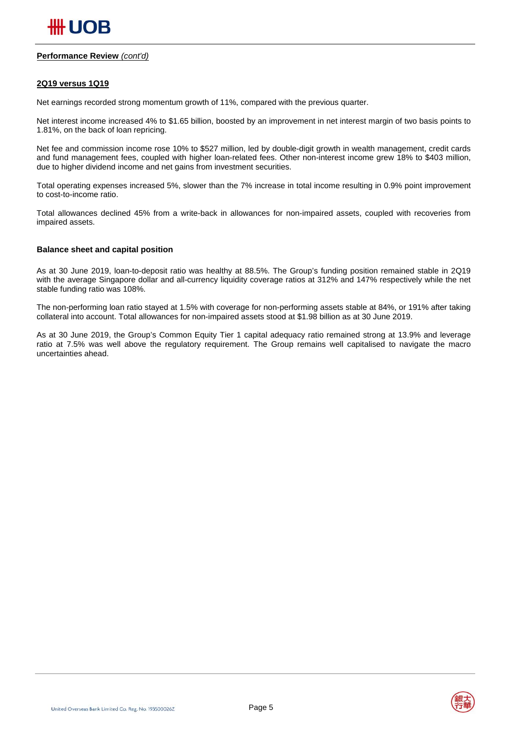**Performance Review** *(cont'd)*

## 2Q19 versus 1Q19

Net earnings recorded strong momentum growth of 11%, compared with the previous quarter.

Net interest income increased 4% to $1.65 billion, boosted by an improvement in net interest margin of two basis points to 1.81%, on the back of loan repricing.

Net fee and commission income rose 10% to $527 million, led by double-digit growth in wealth management, credit cards and fund management fees, coupled with higher loan-related fees. Other non-interest income grew 18% to $403 million, due to higher dividend income and net gains from investment securities.

Total operating expenses increased 5%, slower than the 7% increase in total income resulting in 0.9% point improvement to cost-to-income ratio.

Total allowances declined 45% from a write-back in allowances for non-impaired assets, coupled with recoveries from impaired assets.

### Balance sheet and capital position

As at 30 June 2019, loan-to-deposit ratio was healthy at 88.5%. The Group's funding position remained stable in 2Q19 with the average Singapore dollar and all-currency liquidity coverage ratios at 312% and 147% respectively while the net stable funding ratio was 108%.

The non-performing loan ratio stayed at 1.5% with coverage for non-performing assets stable at 84%, or 191% after taking collateral into account. Total allowances for non-impaired assets stood at $1.98 billion as at 30 June 2019.

As at 30 June 2019, the Group's Common Equity Tier 1 capital adequacy ratio remained strong at 13.9% and leverage ratio at 7.5% was well above the regulatory requirement. The Group remains well capitalised to navigate the macro uncertainties ahead.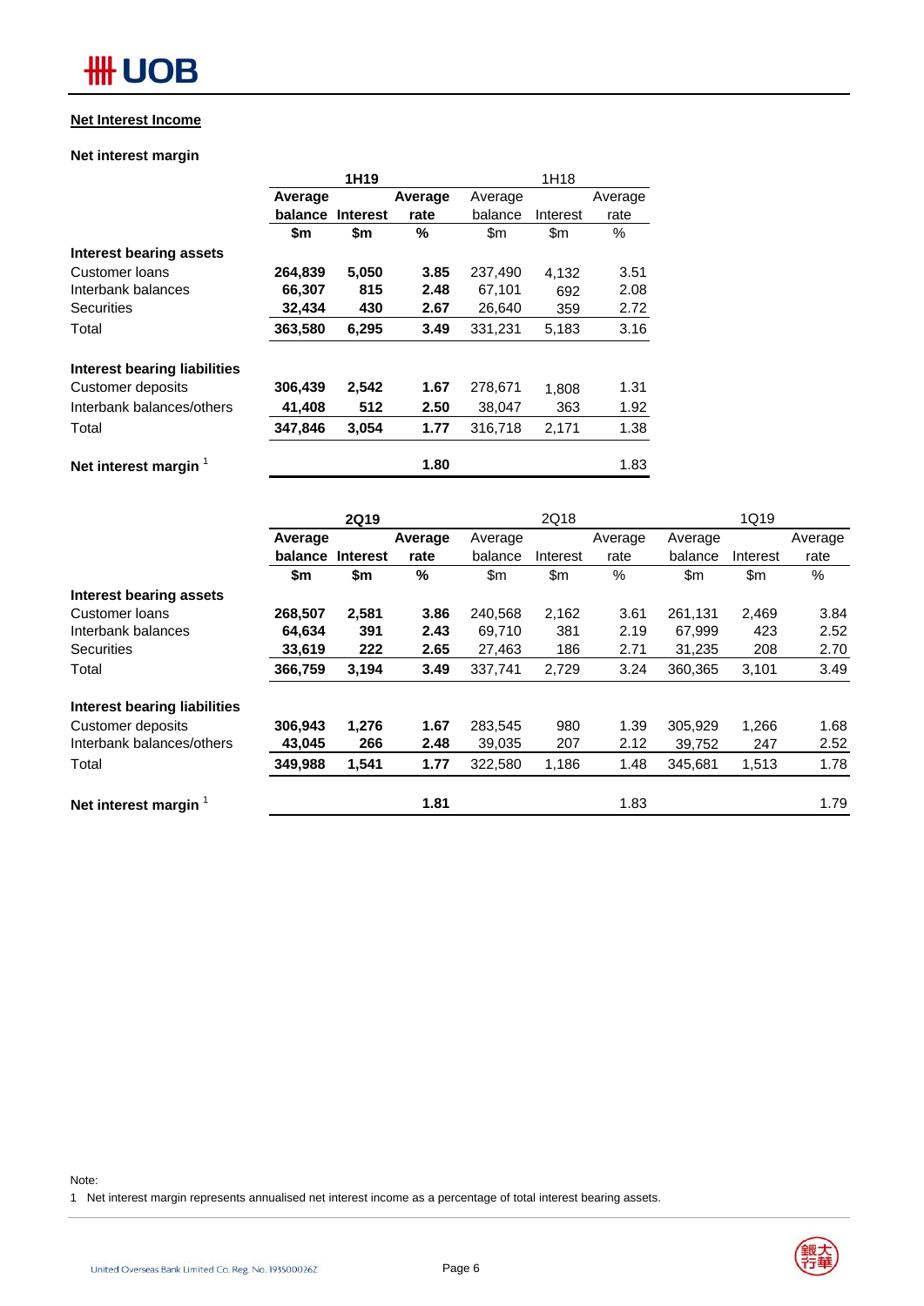## Net Interest Income

### Net interest margin

| | 1H19 | | | 1H18 | | |
|---|---|---|---|---|---|---|
| | **Average balance** | **Interest** | **Average rate** | Average balance | Interest | Average rate |
| | **$m** | **$m** | **%** | $m | $m | % |
| **Interest bearing assets** | | | | | | |
| Customer loans | **264,839** | **5,050** | **3.85** | 237,490 | 4,132 | 3.51 |
| Interbank balances | **66,307** | **815** | **2.48** | 67,101 | 692 | 2.08 |
| Securities | **32,434** | **430** | **2.67** | 26,640 | 359 | 2.72 |
| Total | **363,580** | **6,295** | **3.49** | 331,231 | 5,183 | 3.16 |
| | | | | | | |
| **Interest bearing liabilities** | | | | | | |
| Customer deposits | **306,439** | **2,542** | **1.67** | 278,671 | 1,808 | 1.31 |
| Interbank balances/others | **41,408** | **512** | **2.50** | 38,047 | 363 | 1.92 |
| Total | **347,846** | **3,054** | **1.77** | 316,718 | 2,171 | 1.38 |
| | | | | | | |
| **Net interest margin** [1] | | | **1.80** | | | 1.83 |

| | 2Q19 | | | 2Q18 | | | 1Q19 | | |
|---|---|---|---|---|---|---|---|---|---|
| | **Average balance** | **Interest** | **Average rate** | Average balance | Interest | Average rate | Average balance | Interest | Average rate |
| | **$m** | **$m** | **%** | $m | $m | % | $m | $m | % |
| **Interest bearing assets** | | | | | | | | | |
| Customer loans | **268,507** | **2,581** | **3.86** | 240,568 | 2,162 | 3.61 | 261,131 | 2,469 | 3.84 |
| Interbank balances | **64,634** | **391** | **2.43** | 69,710 | 381 | 2.19 | 67,999 | 423 | 2.52 |
| Securities | **33,619** | **222** | **2.65** | 27,463 | 186 | 2.71 | 31,235 | 208 | 2.70 |
| Total | **366,759** | **3,194** | **3.49** | 337,741 | 2,729 | 3.24 | 360,365 | 3,101 | 3.49 |
| | | | | | | | | | |
| **Interest bearing liabilities** | | | | | | | | | |
| Customer deposits | **306,943** | **1,276** | **1.67** | 283,545 | 980 | 1.39 | 305,929 | 1,266 | 1.68 |
| Interbank balances/others | **43,045** | **266** | **2.48** | 39,035 | 207 | 2.12 | 39,752 | 247 | 2.52 |
| Total | **349,988** | **1,541** | **1.77** | 322,580 | 1,186 | 1.48 | 345,681 | 1,513 | 1.78 |
| | | | | | | | | | |
| **Net interest margin** [1] | | | **1.81** | | | 1.83 | | | 1.79 |

Note:

1 Net interest margin represents annualised net interest income as a percentage of total interest bearing assets.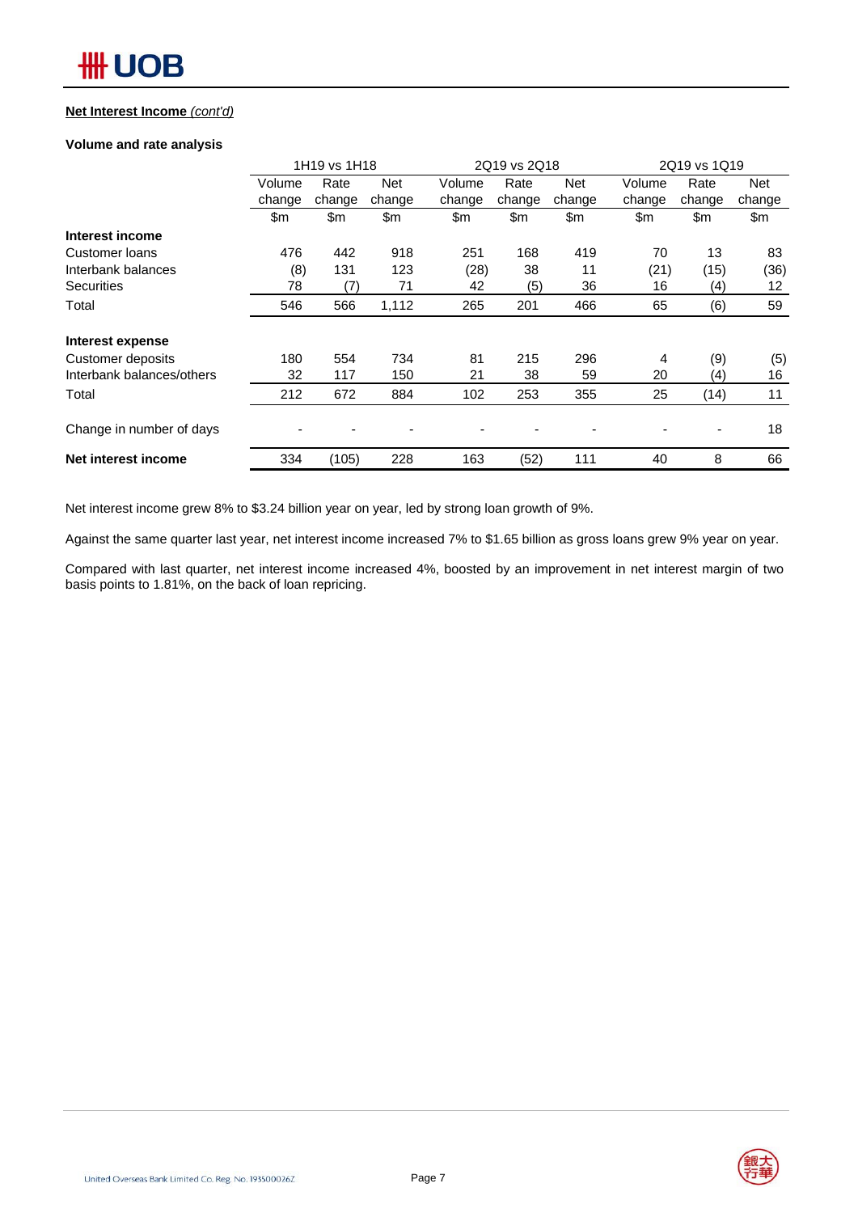**Net Interest Income** *(cont'd)*

**Volume and rate analysis**

| | 1H19 vs 1H18 | | | 2Q19 vs 2Q18 | | | 2Q19 vs 1Q19 | | |
|---|---|---|---|---|---|---|---|---|---|
| | Volume change | Rate change | Net change | Volume change | Rate change | Net change | Volume change | Rate change | Net change |
| | $m | $m | $m | $m | $m | $m | $m | $m | $m |
| **Interest income** | | | | | | | | | |
| Customer loans | 476 | 442 | 918 | 251 | 168 | 419 | 70 | 13 | 83 |
| Interbank balances | (8) | 131 | 123 | (28) | 38 | 11 | (21) | (15) | (36) |
| Securities | 78 | (7) | 71 | 42 | (5) | 36 | 16 | (4) | 12 |
| Total | 546 | 566 | 1,112 | 265 | 201 | 466 | 65 | (6) | 59 |
| **Interest expense** | | | | | | | | | |
| Customer deposits | 180 | 554 | 734 | 81 | 215 | 296 | 4 | (9) | (5) |
| Interbank balances/others | 32 | 117 | 150 | 21 | 38 | 59 | 20 | (4) | 16 |
| Total | 212 | 672 | 884 | 102 | 253 | 355 | 25 | (14) | 11 |
| Change in number of days | - | - | - | - | - | - | - | - | 18 |
| **Net interest income** | 334 | (105) | 228 | 163 | (52) | 111 | 40 | 8 | 66 |

Net interest income grew 8% to $3.24 billion year on year, led by strong loan growth of 9%.

Against the same quarter last year, net interest income increased 7% to $1.65 billion as gross loans grew 9% year on year.

Compared with last quarter, net interest income increased 4%, boosted by an improvement in net interest margin of two basis points to 1.81%, on the back of loan repricing.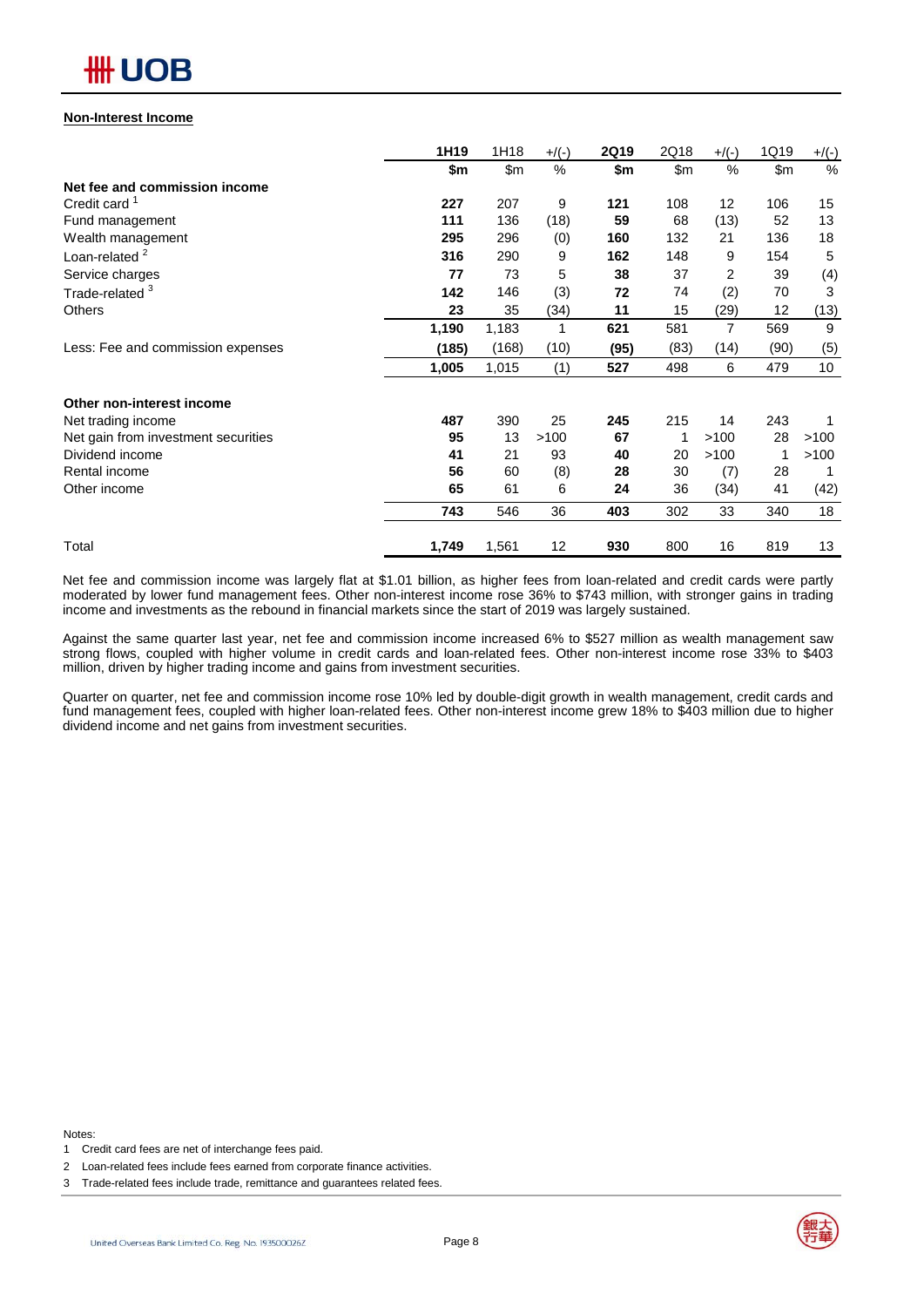## Non-Interest Income

| | 1H19 | 1H18 | +/(-) | 2Q19 | 2Q18 | +/(-) | 1Q19 | +/(-) |
|---|---|---|---|---|---|---|---|---|
| | $m | $m | % | $m | $m | % | $m | % |
| **Net fee and commission income** | | | | | | | | |
| Credit card [1] | **227** | 207 | 9 | **121** | 108 | 12 | 106 | 15 |
| Fund management | **111** | 136 | (18) | **59** | 68 | (13) | 52 | 13 |
| Wealth management | **295** | 296 | (0) | **160** | 132 | 21 | 136 | 18 |
| Loan-related [2] | **316** | 290 | 9 | **162** | 148 | 9 | 154 | 5 |
| Service charges | **77** | 73 | 5 | **38** | 37 | 2 | 39 | (4) |
| Trade-related [3] | **142** | 146 | (3) | **72** | 74 | (2) | 70 | 3 |
| Others | **23** | 35 | (34) | **11** | 15 | (29) | 12 | (13) |
| | **1,190** | 1,183 | 1 | **621** | 581 | 7 | 569 | 9 |
| Less: Fee and commission expenses | **(185)** | (168) | (10) | **(95)** | (83) | (14) | (90) | (5) |
| | **1,005** | 1,015 | (1) | **527** | 498 | 6 | 479 | 10 |
| **Other non-interest income** | | | | | | | | |
| Net trading income | **487** | 390 | 25 | **245** | 215 | 14 | 243 | 1 |
| Net gain from investment securities | **95** | 13 | >100 | **67** | 1 | >100 | 28 | >100 |
| Dividend income | **41** | 21 | 93 | **40** | 20 | >100 | 1 | >100 |
| Rental income | **56** | 60 | (8) | **28** | 30 | (7) | 28 | 1 |
| Other income | **65** | 61 | 6 | **24** | 36 | (34) | 41 | (42) |
| | **743** | 546 | 36 | **403** | 302 | 33 | 340 | 18 |
| Total | **1,749** | 1,561 | 12 | **930** | 800 | 16 | 819 | 13 |

Net fee and commission income was largely flat at $1.01 billion, as higher fees from loan-related and credit cards were partly moderated by lower fund management fees. Other non-interest income rose 36% to $743 million, with stronger gains in trading income and investments as the rebound in financial markets since the start of 2019 was largely sustained.

Against the same quarter last year, net fee and commission income increased 6% to $527 million as wealth management saw strong flows, coupled with higher volume in credit cards and loan-related fees. Other non-interest income rose 33% to $403 million, driven by higher trading income and gains from investment securities.

Quarter on quarter, net fee and commission income rose 10% led by double-digit growth in wealth management, credit cards and fund management fees, coupled with higher loan-related fees. Other non-interest income grew 18% to $403 million due to higher dividend income and net gains from investment securities.

Notes:

1 Credit card fees are net of interchange fees paid.

2 Loan-related fees include fees earned from corporate finance activities.

3 Trade-related fees include trade, remittance and guarantees related fees.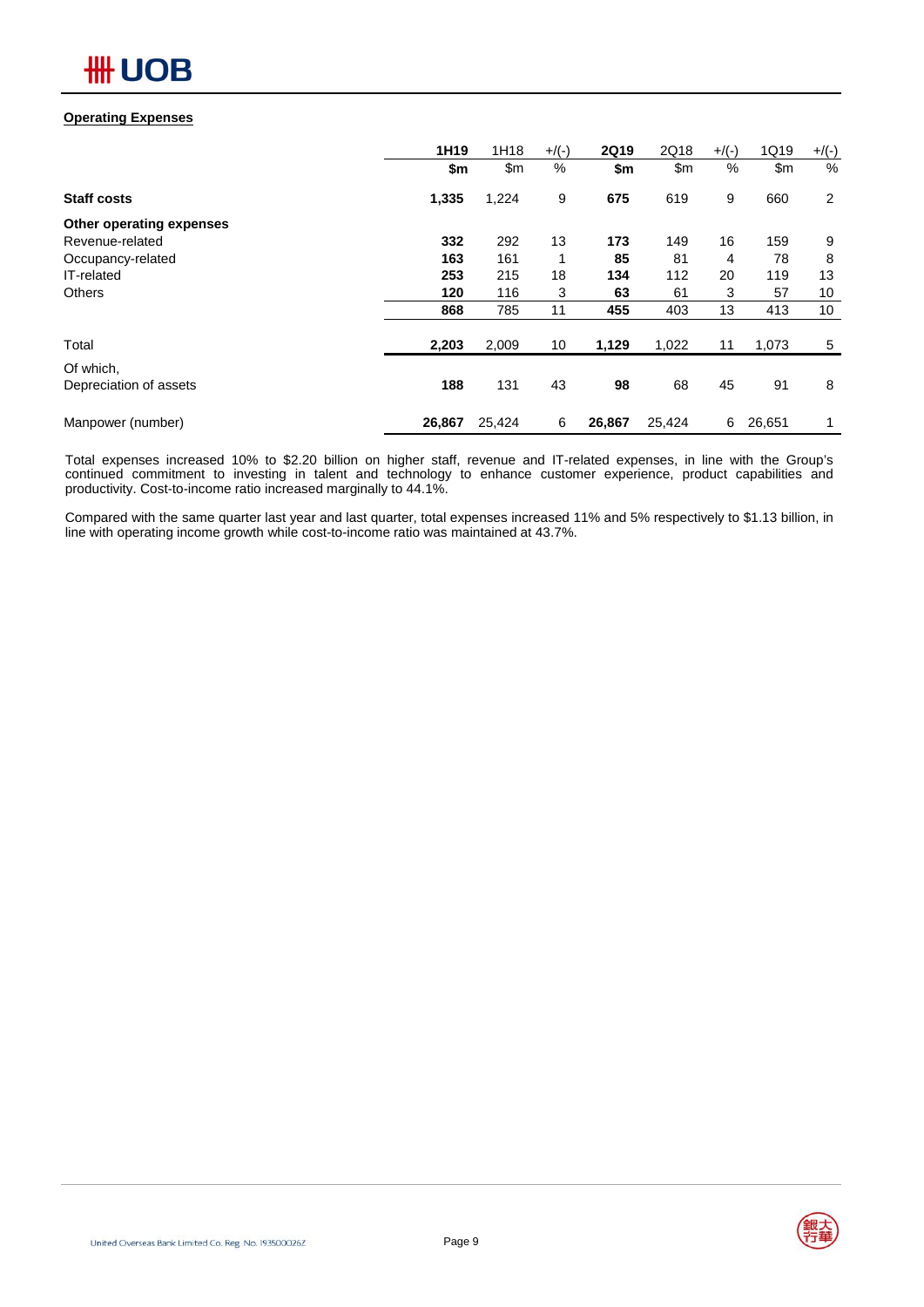**Operating Expenses**

| | 1H19 | 1H18 | +/(-) | 2Q19 | 2Q18 | +/(-) | 1Q19 | +/(-) |
|---|---|---|---|---|---|---|---|---|
| | $m | $m | % | $m | $m | % | $m | % |
| **Staff costs** | **1,335** | 1,224 | 9 | **675** | 619 | 9 | 660 | 2 |
| **Other operating expenses** | | | | | | | | |
| Revenue-related | **332** | 292 | 13 | **173** | 149 | 16 | 159 | 9 |
| Occupancy-related | **163** | 161 | 1 | **85** | 81 | 4 | 78 | 8 |
| IT-related | **253** | 215 | 18 | **134** | 112 | 20 | 119 | 13 |
| Others | **120** | 116 | 3 | **63** | 61 | 3 | 57 | 10 |
| | **868** | 785 | 11 | **455** | 403 | 13 | 413 | 10 |
| Total | **2,203** | 2,009 | 10 | **1,129** | 1,022 | 11 | 1,073 | 5 |
| Of which, Depreciation of assets | **188** | 131 | 43 | **98** | 68 | 45 | 91 | 8 |
| Manpower (number) | **26,867** | 25,424 | 6 | **26,867** | 25,424 | 6 | 26,651 | 1 |

Total expenses increased 10% to $2.20 billion on higher staff, revenue and IT-related expenses, in line with the Group's continued commitment to investing in talent and technology to enhance customer experience, product capabilities and productivity. Cost-to-income ratio increased marginally to 44.1%.

Compared with the same quarter last year and last quarter, total expenses increased 11% and 5% respectively to $1.13 billion, in line with operating income growth while cost-to-income ratio was maintained at 43.7%.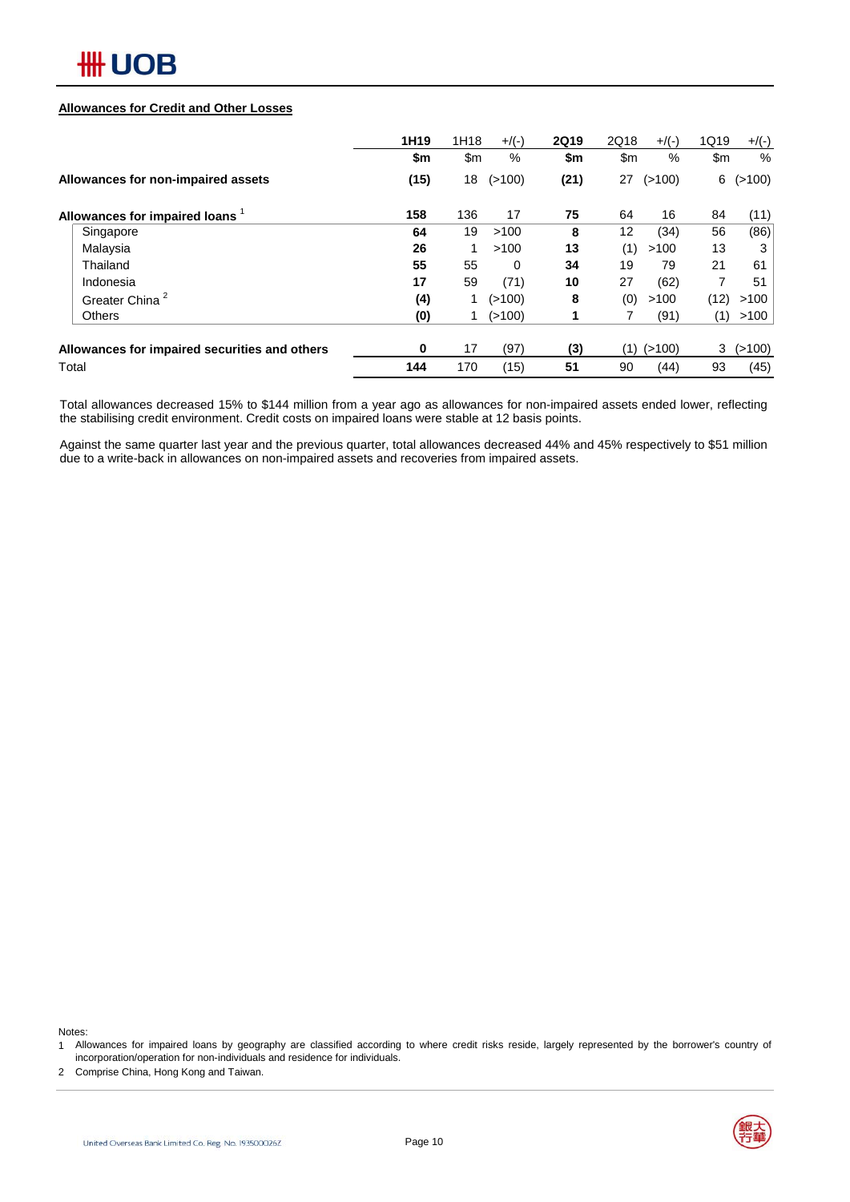**Allowances for Credit and Other Losses**

| | 1H19 | 1H18 | +/(-) | 2Q19 | 2Q18 | +/(-) | 1Q19 | +/(-) |
|---|---|---|---|---|---|---|---|---|
| | $m | $m | % | $m | $m | % | $m | % |
| **Allowances for non-impaired assets** | **(15)** | 18 | (>100) | **(21)** | 27 | (>100) | 6 | (>100) |
| **Allowances for impaired loans** [1] | **158** | 136 | 17 | **75** | 64 | 16 | 84 | (11) |
| Singapore | **64** | 19 | >100 | **8** | 12 | (34) | 56 | (86) |
| Malaysia | **26** | 1 | >100 | **13** | (1) | >100 | 13 | 3 |
| Thailand | **55** | 55 | 0 | **34** | 19 | 79 | 21 | 61 |
| Indonesia | **17** | 59 | (71) | **10** | 27 | (62) | 7 | 51 |
| Greater China [2] | **(4)** | 1 | (>100) | **8** | (0) | >100 | (12) | >100 |
| Others | **(0)** | 1 | (>100) | **1** | 7 | (91) | (1) | >100 |
| **Allowances for impaired securities and others** | **0** | 17 | (97) | **(3)** | (1) | (>100) | 3 | (>100) |
| Total | **144** | 170 | (15) | **51** | 90 | (44) | 93 | (45) |

Total allowances decreased 15% to $144 million from a year ago as allowances for non-impaired assets ended lower, reflecting the stabilising credit environment. Credit costs on impaired loans were stable at 12 basis points.

Against the same quarter last year and the previous quarter, total allowances decreased 44% and 45% respectively to $51 million due to a write-back in allowances on non-impaired assets and recoveries from impaired assets.

Notes:

1 Allowances for impaired loans by geography are classified according to where credit risks reside, largely represented by the borrower's country of incorporation/operation for non-individuals and residence for individuals.

2 Comprise China, Hong Kong and Taiwan.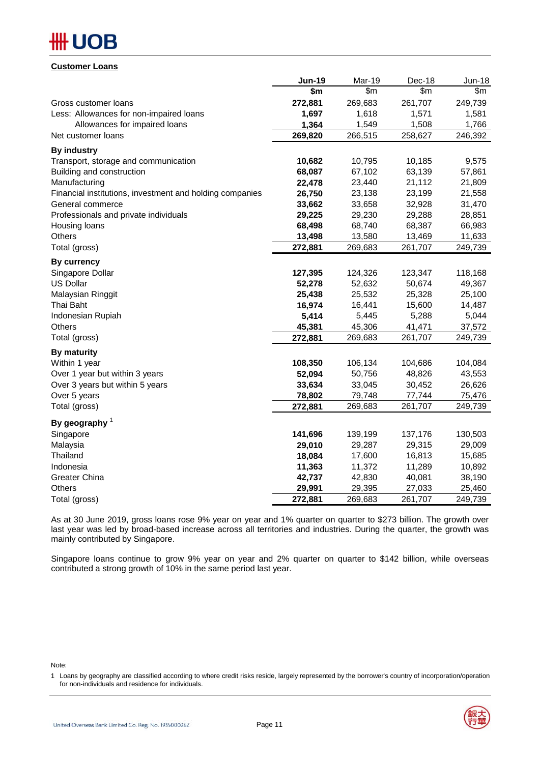## Customer Loans

| | Jun-19 | Mar-19 | Dec-18 | Jun-18 |
|---|---|---|---|---|
| | **$m** | $m | $m | $m |
| Gross customer loans | **272,881** | 269,683 | 261,707 | 249,739 |
| Less: Allowances for non-impaired loans | **1,697** | 1,618 | 1,571 | 1,581 |
| Allowances for impaired loans | **1,364** | 1,549 | 1,508 | 1,766 |
| Net customer loans | **269,820** | 266,515 | 258,627 | 246,392 |
| **By industry** | | | | |
| Transport, storage and communication | **10,682** | 10,795 | 10,185 | 9,575 |
| Building and construction | **68,087** | 67,102 | 63,139 | 57,861 |
| Manufacturing | **22,478** | 23,440 | 21,112 | 21,809 |
| Financial institutions, investment and holding companies | **26,750** | 23,138 | 23,199 | 21,558 |
| General commerce | **33,662** | 33,658 | 32,928 | 31,470 |
| Professionals and private individuals | **29,225** | 29,230 | 29,288 | 28,851 |
| Housing loans | **68,498** | 68,740 | 68,387 | 66,983 |
| Others | **13,498** | 13,580 | 13,469 | 11,633 |
| Total (gross) | **272,881** | 269,683 | 261,707 | 249,739 |
| **By currency** | | | | |
| Singapore Dollar | **127,395** | 124,326 | 123,347 | 118,168 |
| US Dollar | **52,278** | 52,632 | 50,674 | 49,367 |
| Malaysian Ringgit | **25,438** | 25,532 | 25,328 | 25,100 |
| Thai Baht | **16,974** | 16,441 | 15,600 | 14,487 |
| Indonesian Rupiah | **5,414** | 5,445 | 5,288 | 5,044 |
| Others | **45,381** | 45,306 | 41,471 | 37,572 |
| Total (gross) | **272,881** | 269,683 | 261,707 | 249,739 |
| **By maturity** | | | | |
| Within 1 year | **108,350** | 106,134 | 104,686 | 104,084 |
| Over 1 year but within 3 years | **52,094** | 50,756 | 48,826 | 43,553 |
| Over 3 years but within 5 years | **33,634** | 33,045 | 30,452 | 26,626 |
| Over 5 years | **78,802** | 79,748 | 77,744 | 75,476 |
| Total (gross) | **272,881** | 269,683 | 261,707 | 249,739 |
| **By geography** [1] | | | | |
| Singapore | **141,696** | 139,199 | 137,176 | 130,503 |
| Malaysia | **29,010** | 29,287 | 29,315 | 29,009 |
| Thailand | **18,084** | 17,600 | 16,813 | 15,685 |
| Indonesia | **11,363** | 11,372 | 11,289 | 10,892 |
| Greater China | **42,737** | 42,830 | 40,081 | 38,190 |
| Others | **29,991** | 29,395 | 27,033 | 25,460 |
| Total (gross) | **272,881** | 269,683 | 261,707 | 249,739 |

As at 30 June 2019, gross loans rose 9% year on year and 1% quarter on quarter to $273 billion. The growth over last year was led by broad-based increase across all territories and industries. During the quarter, the growth was mainly contributed by Singapore.

Singapore loans continue to grow 9% year on year and 2% quarter on quarter to $142 billion, while overseas contributed a strong growth of 10% in the same period last year.

Note:

1 Loans by geography are classified according to where credit risks reside, largely represented by the borrower's country of incorporation/operation for non-individuals and residence for individuals.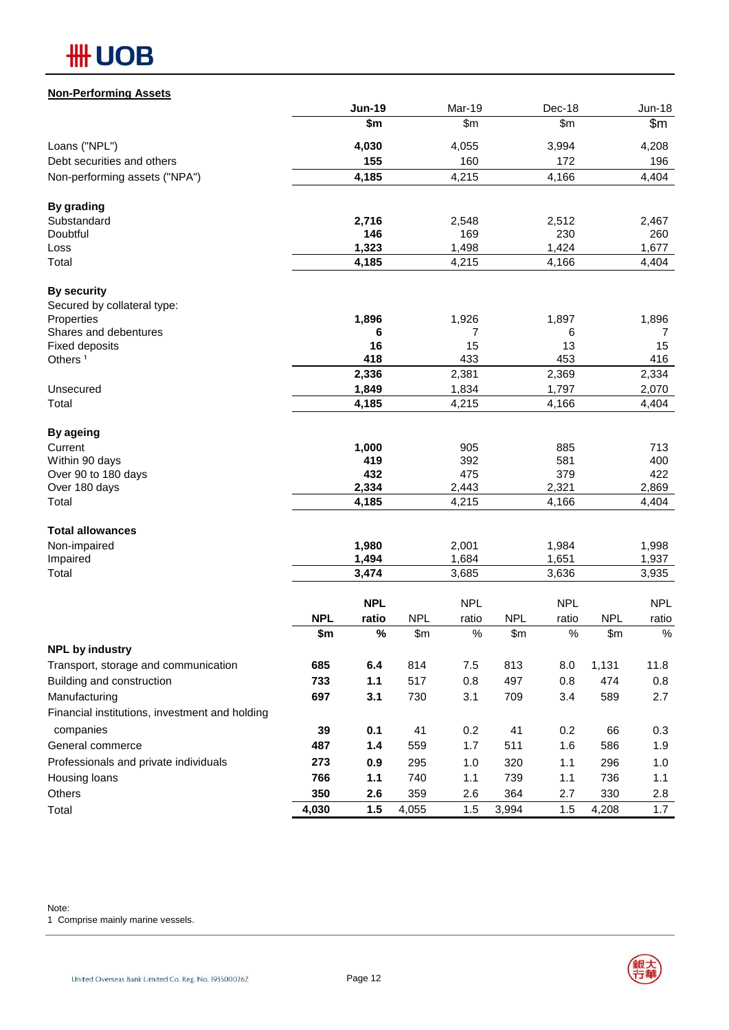## Non-Performing Assets

| | Jun-19 | Mar-19 | Dec-18 | Jun-18 |
|---|---|---|---|---|
| | $m | $m | $m | $m |
| Loans ("NPL") | **4,030** | 4,055 | 3,994 | 4,208 |
| Debt securities and others | **155** | 160 | 172 | 196 |
| Non-performing assets ("NPA") | **4,185** | 4,215 | 4,166 | 4,404 |
| **By grading** | | | | |
| Substandard | **2,716** | 2,548 | 2,512 | 2,467 |
| Doubtful | **146** | 169 | 230 | 260 |
| Loss | **1,323** | 1,498 | 1,424 | 1,677 |
| Total | **4,185** | 4,215 | 4,166 | 4,404 |
| **By security** | | | | |
| Secured by collateral type: | | | | |
| Properties | **1,896** | 1,926 | 1,897 | 1,896 |
| Shares and debentures | **6** | 7 | 6 | 7 |
| Fixed deposits | **16** | 15 | 13 | 15 |
| Others [1] | **418** | 433 | 453 | 416 |
| | **2,336** | 2,381 | 2,369 | 2,334 |
| Unsecured | **1,849** | 1,834 | 1,797 | 2,070 |
| Total | **4,185** | 4,215 | 4,166 | 4,404 |
| **By ageing** | | | | |
| Current | **1,000** | 905 | 885 | 713 |
| Within 90 days | **419** | 392 | 581 | 400 |
| Over 90 to 180 days | **432** | 475 | 379 | 422 |
| Over 180 days | **2,334** | 2,443 | 2,321 | 2,869 |
| Total | **4,185** | 4,215 | 4,166 | 4,404 |
| **Total allowances** | | | | |
| Non-impaired | **1,980** | 2,001 | 1,984 | 1,998 |
| Impaired | **1,494** | 1,684 | 1,651 | 1,937 |
| Total | **3,474** | 3,685 | 3,636 | 3,935 |

| | Jun-19 | | Mar-19 | | Dec-18 | | Jun-18 | |
|---|---|---|---|---|---|---|---|---|
| | **NPL** | **NPL ratio** | NPL | NPL ratio | NPL | NPL ratio | NPL | NPL ratio |
| | **$m** | **%** | $m | % | $m | % | $m | % |
| **NPL by industry** | | | | | | | | |
| Transport, storage and communication | **685** | **6.4** | 814 | 7.5 | 813 | 8.0 | 1,131 | 11.8 |
| Building and construction | **733** | **1.1** | 517 | 0.8 | 497 | 0.8 | 474 | 0.8 |
| Manufacturing | **697** | **3.1** | 730 | 3.1 | 709 | 3.4 | 589 | 2.7 |
| Financial institutions, investment and holding companies | **39** | **0.1** | 41 | 0.2 | 41 | 0.2 | 66 | 0.3 |
| General commerce | **487** | **1.4** | 559 | 1.7 | 511 | 1.6 | 586 | 1.9 |
| Professionals and private individuals | **273** | **0.9** | 295 | 1.0 | 320 | 1.1 | 296 | 1.0 |
| Housing loans | **766** | **1.1** | 740 | 1.1 | 739 | 1.1 | 736 | 1.1 |
| Others | **350** | **2.6** | 359 | 2.6 | 364 | 2.7 | 330 | 2.8 |
| Total | **4,030** | **1.5** | 4,055 | 1.5 | 3,994 | 1.5 | 4,208 | 1.7 |

Note:
1 Comprise mainly marine vessels.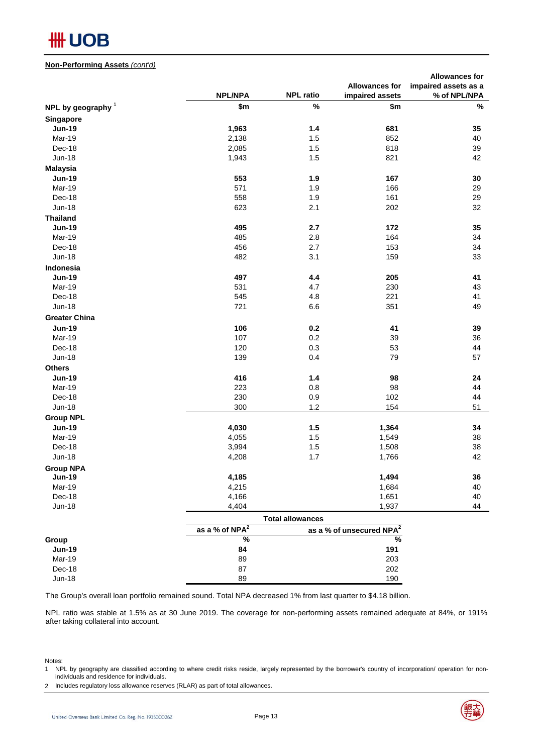**Non-Performing Assets** *(cont'd)*

| NPL by geography [1] | NPL/NPA | NPL ratio | Allowances for impaired assets | Allowances for impaired assets as a % of NPL/NPA |
|---|---|---|---|---|
| | $m | % | $m | % |
| **Singapore** | | | | |
| **Jun-19** | **1,963** | **1.4** | **681** | **35** |
| Mar-19 | 2,138 | 1.5 | 852 | 40 |
| Dec-18 | 2,085 | 1.5 | 818 | 39 |
| Jun-18 | 1,943 | 1.5 | 821 | 42 |
| **Malaysia** | | | | |
| **Jun-19** | **553** | **1.9** | **167** | **30** |
| Mar-19 | 571 | 1.9 | 166 | 29 |
| Dec-18 | 558 | 1.9 | 161 | 29 |
| Jun-18 | 623 | 2.1 | 202 | 32 |
| **Thailand** | | | | |
| **Jun-19** | **495** | **2.7** | **172** | **35** |
| Mar-19 | 485 | 2.8 | 164 | 34 |
| Dec-18 | 456 | 2.7 | 153 | 34 |
| Jun-18 | 482 | 3.1 | 159 | 33 |
| **Indonesia** | | | | |
| **Jun-19** | **497** | **4.4** | **205** | **41** |
| Mar-19 | 531 | 4.7 | 230 | 43 |
| Dec-18 | 545 | 4.8 | 221 | 41 |
| Jun-18 | 721 | 6.6 | 351 | 49 |
| **Greater China** | | | | |
| **Jun-19** | **106** | **0.2** | **41** | **39** |
| Mar-19 | 107 | 0.2 | 39 | 36 |
| Dec-18 | 120 | 0.3 | 53 | 44 |
| Jun-18 | 139 | 0.4 | 79 | 57 |
| **Others** | | | | |
| **Jun-19** | **416** | **1.4** | **98** | **24** |
| Mar-19 | 223 | 0.8 | 98 | 44 |
| Dec-18 | 230 | 0.9 | 102 | 44 |
| Jun-18 | 300 | 1.2 | 154 | 51 |
| **Group NPL** | | | | |
| **Jun-19** | **4,030** | **1.5** | **1,364** | **34** |
| Mar-19 | 4,055 | 1.5 | 1,549 | 38 |
| Dec-18 | 3,994 | 1.5 | 1,508 | 38 |
| Jun-18 | 4,208 | 1.7 | 1,766 | 42 |
| **Group NPA** | | | | |
| **Jun-19** | **4,185** | | **1,494** | **36** |
| Mar-19 | 4,215 | | 1,684 | 40 |
| Dec-18 | 4,166 | | 1,651 | 40 |
| Jun-18 | 4,404 | | 1,937 | 44 |

| | Total allowances | |
|---|---|---|
| | as a % of NPA[2] | as a % of unsecured NPA[2] |
| **Group** | % | % |
| **Jun-19** | **84** | **191** |
| Mar-19 | 89 | 203 |
| Dec-18 | 87 | 202 |
| Jun-18 | 89 | 190 |

The Group's overall loan portfolio remained sound. Total NPA decreased 1% from last quarter to $4.18 billion.

NPL ratio was stable at 1.5% as at 30 June 2019. The coverage for non-performing assets remained adequate at 84%, or 191% after taking collateral into account.

Notes:
1 NPL by geography are classified according to where credit risks reside, largely represented by the borrower's country of incorporation/ operation for non-individuals and residence for individuals.
2 Includes regulatory loss allowance reserves (RLAR) as part of total allowances.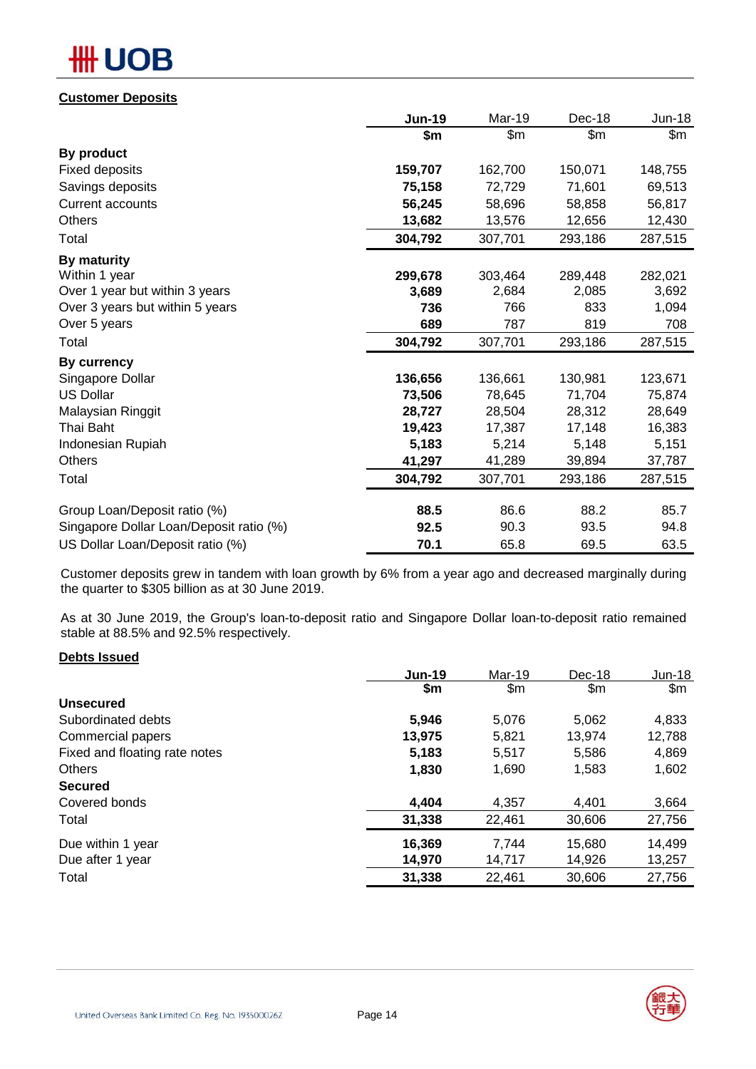## Customer Deposits

| | Jun-19 | Mar-19 | Dec-18 | Jun-18 |
|---|---|---|---|---|
| | $m | $m | $m | $m |
| **By product** | | | | |
| Fixed deposits | **159,707** | 162,700 | 150,071 | 148,755 |
| Savings deposits | **75,158** | 72,729 | 71,601 | 69,513 |
| Current accounts | **56,245** | 58,696 | 58,858 | 56,817 |
| Others | **13,682** | 13,576 | 12,656 | 12,430 |
| Total | **304,792** | 307,701 | 293,186 | 287,515 |
| **By maturity** | | | | |
| Within 1 year | **299,678** | 303,464 | 289,448 | 282,021 |
| Over 1 year but within 3 years | **3,689** | 2,684 | 2,085 | 3,692 |
| Over 3 years but within 5 years | **736** | 766 | 833 | 1,094 |
| Over 5 years | **689** | 787 | 819 | 708 |
| Total | **304,792** | 307,701 | 293,186 | 287,515 |
| **By currency** | | | | |
| Singapore Dollar | **136,656** | 136,661 | 130,981 | 123,671 |
| US Dollar | **73,506** | 78,645 | 71,704 | 75,874 |
| Malaysian Ringgit | **28,727** | 28,504 | 28,312 | 28,649 |
| Thai Baht | **19,423** | 17,387 | 17,148 | 16,383 |
| Indonesian Rupiah | **5,183** | 5,214 | 5,148 | 5,151 |
| Others | **41,297** | 41,289 | 39,894 | 37,787 |
| Total | **304,792** | 307,701 | 293,186 | 287,515 |
| | | | | |
| Group Loan/Deposit ratio (%) | **88.5** | 86.6 | 88.2 | 85.7 |
| Singapore Dollar Loan/Deposit ratio (%) | **92.5** | 90.3 | 93.5 | 94.8 |
| US Dollar Loan/Deposit ratio (%) | **70.1** | 65.8 | 69.5 | 63.5 |

Customer deposits grew in tandem with loan growth by 6% from a year ago and decreased marginally during the quarter to $305 billion as at 30 June 2019.

As at 30 June 2019, the Group's loan-to-deposit ratio and Singapore Dollar loan-to-deposit ratio remained stable at 88.5% and 92.5% respectively.

## Debts Issued

| | Jun-19 | Mar-19 | Dec-18 | Jun-18 |
|---|---|---|---|---|
| | $m | $m | $m | $m |
| **Unsecured** | | | | |
| Subordinated debts | **5,946** | 5,076 | 5,062 | 4,833 |
| Commercial papers | **13,975** | 5,821 | 13,974 | 12,788 |
| Fixed and floating rate notes | **5,183** | 5,517 | 5,586 | 4,869 |
| Others | **1,830** | 1,690 | 1,583 | 1,602 |
| **Secured** | | | | |
| Covered bonds | **4,404** | 4,357 | 4,401 | 3,664 |
| Total | **31,338** | 22,461 | 30,606 | 27,756 |
| | | | | |
| Due within 1 year | **16,369** | 7,744 | 15,680 | 14,499 |
| Due after 1 year | **14,970** | 14,717 | 14,926 | 13,257 |
| Total | **31,338** | 22,461 | 30,606 | 27,756 |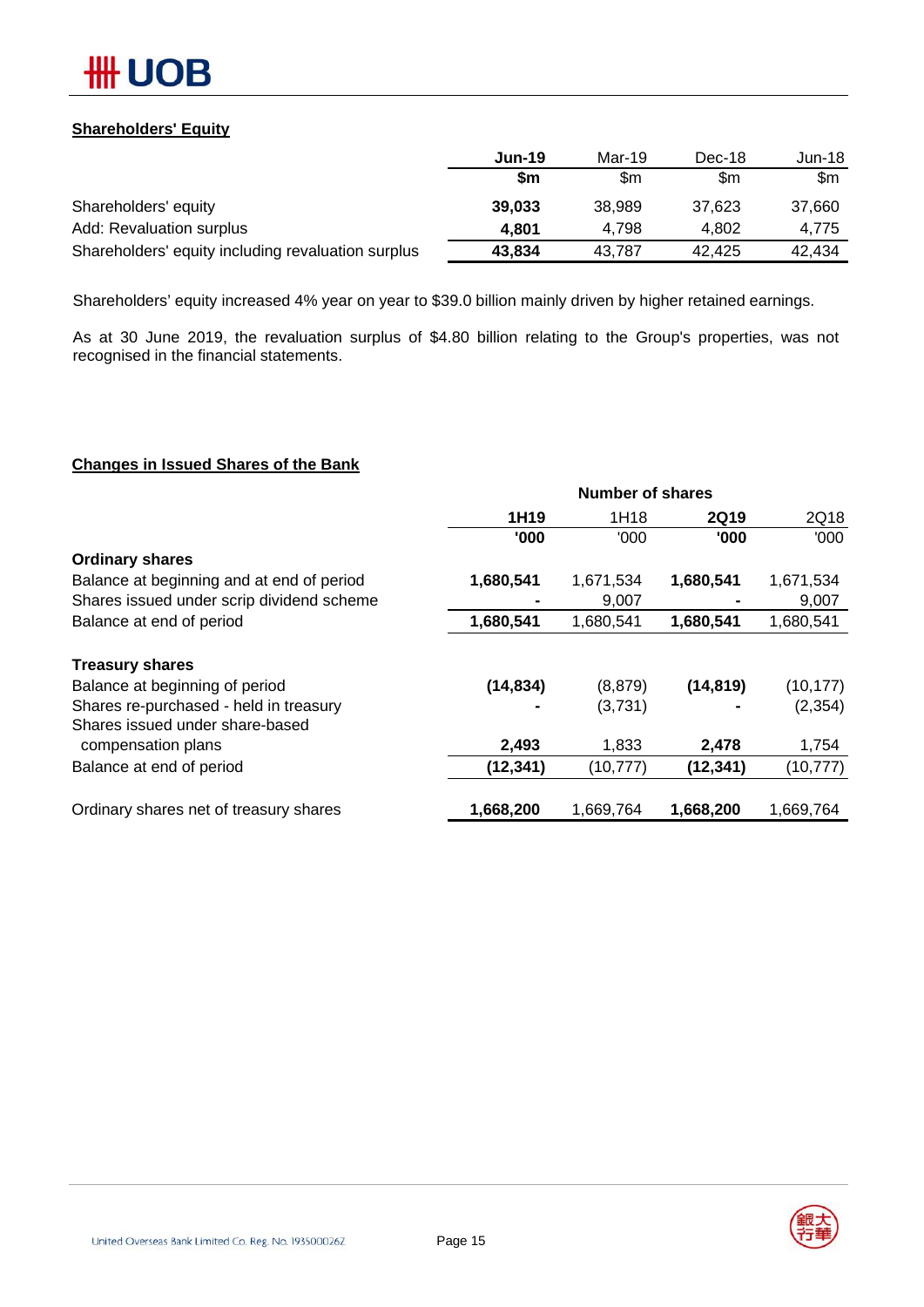## Shareholders' Equity

| | Jun-19 | Mar-19 | Dec-18 | Jun-18 |
|---|---|---|---|---|
| | $m | $m | $m | $m |
| Shareholders' equity | **39,033** | 38,989 | 37,623 | 37,660 |
| Add: Revaluation surplus | **4,801** | 4,798 | 4,802 | 4,775 |
| Shareholders' equity including revaluation surplus | **43,834** | 43,787 | 42,425 | 42,434 |

Shareholders' equity increased 4% year on year to $39.0 billion mainly driven by higher retained earnings.

As at 30 June 2019, the revaluation surplus of $4.80 billion relating to the Group's properties, was not recognised in the financial statements.

## Changes in Issued Shares of the Bank

| | Number of shares | | | |
|---|---|---|---|---|
| | 1H19 | 1H18 | 2Q19 | 2Q18 |
| | '000 | '000 | '000 | '000 |
| **Ordinary shares** | | | | |
| Balance at beginning and at end of period | **1,680,541** | 1,671,534 | **1,680,541** | 1,671,534 |
| Shares issued under scrip dividend scheme | **-** | 9,007 | **-** | 9,007 |
| Balance at end of period | **1,680,541** | 1,680,541 | **1,680,541** | 1,680,541 |
| **Treasury shares** | | | | |
| Balance at beginning of period | **(14,834)** | (8,879) | **(14,819)** | (10,177) |
| Shares re-purchased - held in treasury | **-** | (3,731) | **-** | (2,354) |
| Shares issued under share-based compensation plans | **2,493** | 1,833 | **2,478** | 1,754 |
| Balance at end of period | **(12,341)** | (10,777) | **(12,341)** | (10,777) |
| Ordinary shares net of treasury shares | **1,668,200** | 1,669,764 | **1,668,200** | 1,669,764 |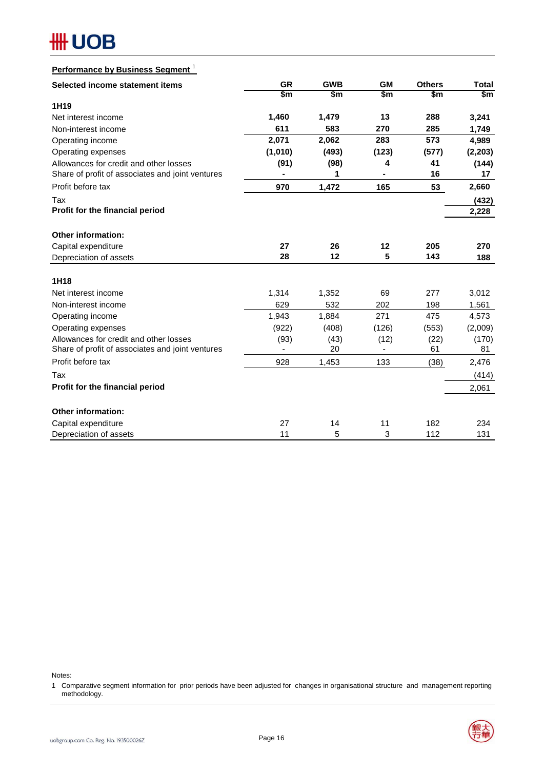## Performance by Business Segment [1]

| Selected income statement items | GR | GWB | GM | Others | Total |
|---|---|---|---|---|---|
| | $m | $m | $m | $m | $m |
| **1H19** | | | | | |
| Net interest income | **1,460** | **1,479** | **13** | **288** | **3,241** |
| Non-interest income | **611** | **583** | **270** | **285** | **1,749** |
| Operating income | **2,071** | **2,062** | **283** | **573** | **4,989** |
| Operating expenses | **(1,010)** | **(493)** | **(123)** | **(577)** | **(2,203)** |
| Allowances for credit and other losses | **(91)** | **(98)** | **4** | **41** | **(144)** |
| Share of profit of associates and joint ventures | **-** | **1** | **-** | **16** | **17** |
| Profit before tax | **970** | **1,472** | **165** | **53** | **2,660** |
| Tax | | | | | **(432)** |
| **Profit for the financial period** | | | | | **2,228** |
| | | | | | |
| **Other information:** | | | | | |
| Capital expenditure | **27** | **26** | **12** | **205** | **270** |
| Depreciation of assets | **28** | **12** | **5** | **143** | **188** |
| | | | | | |
| **1H18** | | | | | |
| Net interest income | 1,314 | 1,352 | 69 | 277 | 3,012 |
| Non-interest income | 629 | 532 | 202 | 198 | 1,561 |
| Operating income | 1,943 | 1,884 | 271 | 475 | 4,573 |
| Operating expenses | (922) | (408) | (126) | (553) | (2,009) |
| Allowances for credit and other losses | (93) | (43) | (12) | (22) | (170) |
| Share of profit of associates and joint ventures | - | 20 | - | 61 | 81 |
| Profit before tax | 928 | 1,453 | 133 | (38) | 2,476 |
| Tax | | | | | (414) |
| **Profit for the financial period** | | | | | 2,061 |
| | | | | | |
| **Other information:** | | | | | |
| Capital expenditure | 27 | 14 | 11 | 182 | 234 |
| Depreciation of assets | 11 | 5 | 3 | 112 | 131 |

Notes:

1 Comparative segment information for prior periods have been adjusted for changes in organisational structure and management reporting methodology.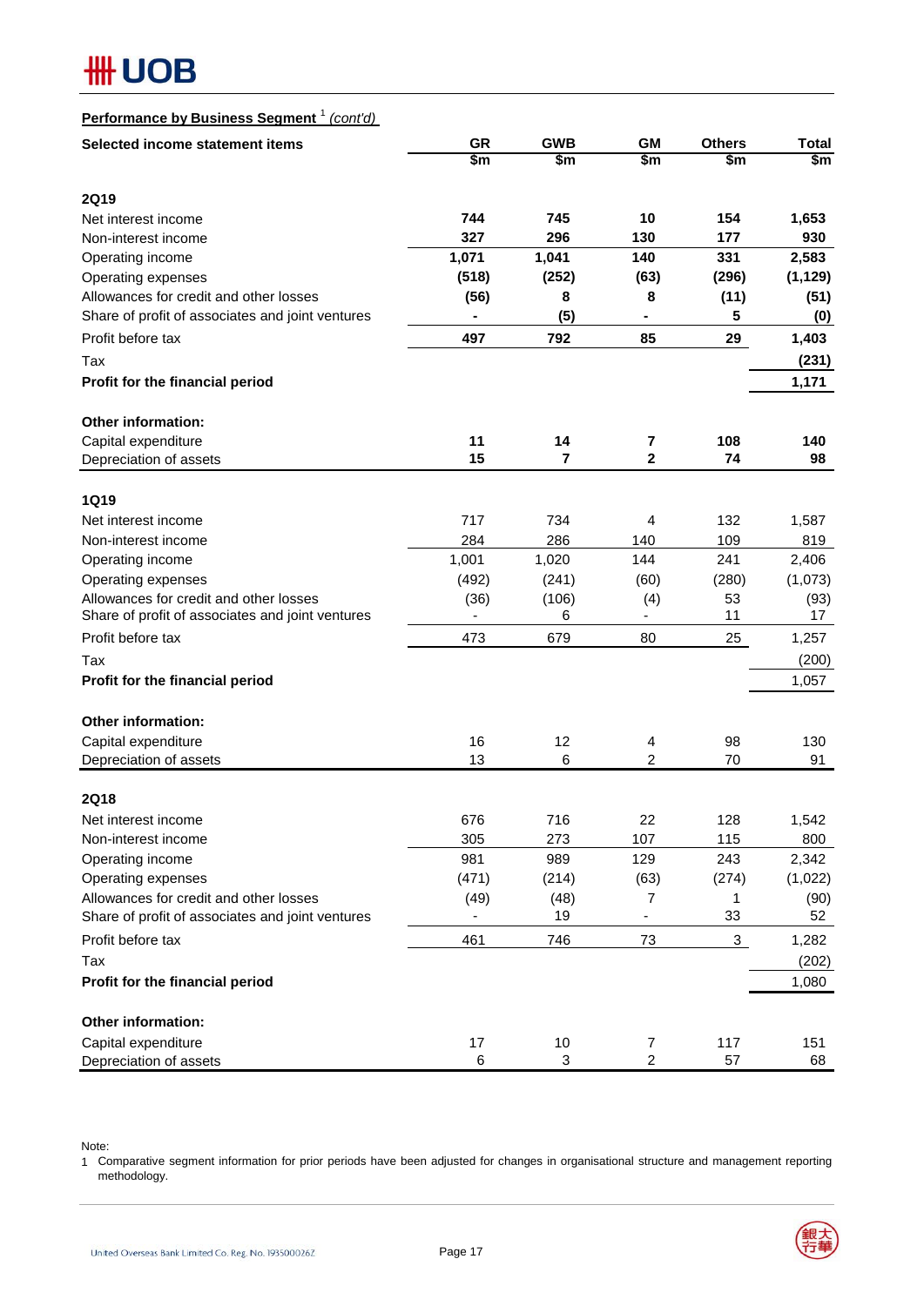**Performance by Business Segment** [1] *(cont'd)*

| Selected income statement items | GR | GWB | GM | Others | Total |
|---|---|---|---|---|---|
| | $m | $m | $m | $m | $m |
| **2Q19** | | | | | |
| Net interest income | **744** | **745** | **10** | **154** | **1,653** |
| Non-interest income | **327** | **296** | **130** | **177** | **930** |
| Operating income | **1,071** | **1,041** | **140** | **331** | **2,583** |
| Operating expenses | **(518)** | **(252)** | **(63)** | **(296)** | **(1,129)** |
| Allowances for credit and other losses | **(56)** | **8** | **8** | **(11)** | **(51)** |
| Share of profit of associates and joint ventures | **-** | **(5)** | **-** | **5** | **(0)** |
| Profit before tax | **497** | **792** | **85** | **29** | **1,403** |
| Tax | | | | | **(231)** |
| **Profit for the financial period** | | | | | **1,171** |
| **Other information:** | | | | | |
| Capital expenditure | **11** | **14** | **7** | **108** | **140** |
| Depreciation of assets | **15** | **7** | **2** | **74** | **98** |
| **1Q19** | | | | | |
| Net interest income | 717 | 734 | 4 | 132 | 1,587 |
| Non-interest income | 284 | 286 | 140 | 109 | 819 |
| Operating income | 1,001 | 1,020 | 144 | 241 | 2,406 |
| Operating expenses | (492) | (241) | (60) | (280) | (1,073) |
| Allowances for credit and other losses | (36) | (106) | (4) | 53 | (93) |
| Share of profit of associates and joint ventures | - | 6 | - | 11 | 17 |
| Profit before tax | 473 | 679 | 80 | 25 | 1,257 |
| Tax | | | | | (200) |
| **Profit for the financial period** | | | | | 1,057 |
| **Other information:** | | | | | |
| Capital expenditure | 16 | 12 | 4 | 98 | 130 |
| Depreciation of assets | 13 | 6 | 2 | 70 | 91 |
| **2Q18** | | | | | |
| Net interest income | 676 | 716 | 22 | 128 | 1,542 |
| Non-interest income | 305 | 273 | 107 | 115 | 800 |
| Operating income | 981 | 989 | 129 | 243 | 2,342 |
| Operating expenses | (471) | (214) | (63) | (274) | (1,022) |
| Allowances for credit and other losses | (49) | (48) | 7 | 1 | (90) |
| Share of profit of associates and joint ventures | - | 19 | - | 33 | 52 |
| Profit before tax | 461 | 746 | 73 | 3 | 1,282 |
| Tax | | | | | (202) |
| **Profit for the financial period** | | | | | 1,080 |
| **Other information:** | | | | | |
| Capital expenditure | 17 | 10 | 7 | 117 | 151 |
| Depreciation of assets | 6 | 3 | 2 | 57 | 68 |

Note:

1 Comparative segment information for prior periods have been adjusted for changes in organisational structure and management reporting methodology.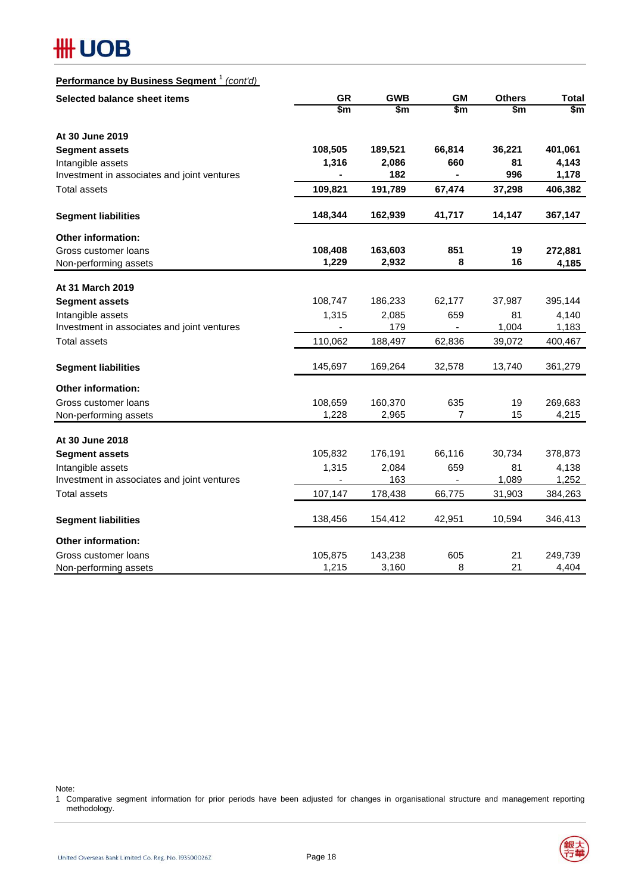**Performance by Business Segment** [1] *(cont'd)*

| Selected balance sheet items | GR | GWB | GM | Others | Total |
|---|---|---|---|---|---|
| | $m | $m | $m | $m | $m |
| **At 30 June 2019** | | | | | |
| **Segment assets** | **108,505** | **189,521** | **66,814** | **36,221** | **401,061** |
| Intangible assets | **1,316** | **2,086** | **660** | **81** | **4,143** |
| Investment in associates and joint ventures | **-** | **182** | **-** | **996** | **1,178** |
| Total assets | **109,821** | **191,789** | **67,474** | **37,298** | **406,382** |
| **Segment liabilities** | **148,344** | **162,939** | **41,717** | **14,147** | **367,147** |
| **Other information:** | | | | | |
| Gross customer loans | **108,408** | **163,603** | **851** | **19** | **272,881** |
| Non-performing assets | **1,229** | **2,932** | **8** | **16** | **4,185** |
| **At 31 March 2019** | | | | | |
| **Segment assets** | 108,747 | 186,233 | 62,177 | 37,987 | 395,144 |
| Intangible assets | 1,315 | 2,085 | 659 | 81 | 4,140 |
| Investment in associates and joint ventures | - | 179 | - | 1,004 | 1,183 |
| Total assets | 110,062 | 188,497 | 62,836 | 39,072 | 400,467 |
| **Segment liabilities** | 145,697 | 169,264 | 32,578 | 13,740 | 361,279 |
| **Other information:** | | | | | |
| Gross customer loans | 108,659 | 160,370 | 635 | 19 | 269,683 |
| Non-performing assets | 1,228 | 2,965 | 7 | 15 | 4,215 |
| **At 30 June 2018** | | | | | |
| **Segment assets** | 105,832 | 176,191 | 66,116 | 30,734 | 378,873 |
| Intangible assets | 1,315 | 2,084 | 659 | 81 | 4,138 |
| Investment in associates and joint ventures | - | 163 | - | 1,089 | 1,252 |
| Total assets | 107,147 | 178,438 | 66,775 | 31,903 | 384,263 |
| **Segment liabilities** | 138,456 | 154,412 | 42,951 | 10,594 | 346,413 |
| **Other information:** | | | | | |
| Gross customer loans | 105,875 | 143,238 | 605 | 21 | 249,739 |
| Non-performing assets | 1,215 | 3,160 | 8 | 21 | 4,404 |

Note:
1 Comparative segment information for prior periods have been adjusted for changes in organisational structure and management reporting methodology.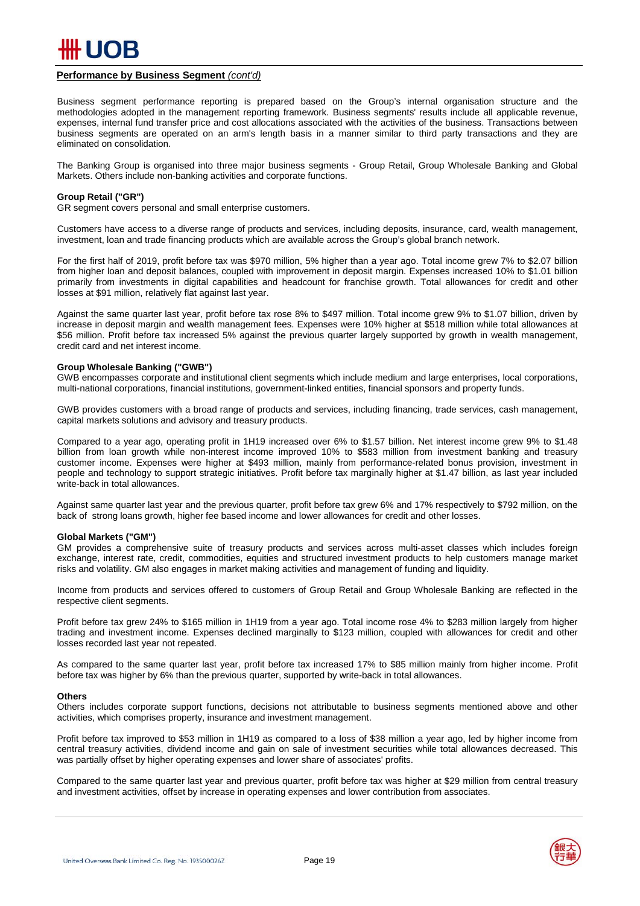**Performance by Business Segment** *(cont'd)*

Business segment performance reporting is prepared based on the Group's internal organisation structure and the methodologies adopted in the management reporting framework. Business segments' results include all applicable revenue, expenses, internal fund transfer price and cost allocations associated with the activities of the business. Transactions between business segments are operated on an arm's length basis in a manner similar to third party transactions and they are eliminated on consolidation.

The Banking Group is organised into three major business segments - Group Retail, Group Wholesale Banking and Global Markets. Others include non-banking activities and corporate functions.

**Group Retail ("GR")**
GR segment covers personal and small enterprise customers.

Customers have access to a diverse range of products and services, including deposits, insurance, card, wealth management, investment, loan and trade financing products which are available across the Group's global branch network.

For the first half of 2019, profit before tax was $970 million, 5% higher than a year ago. Total income grew 7% to $2.07 billion from higher loan and deposit balances, coupled with improvement in deposit margin. Expenses increased 10% to $1.01 billion primarily from investments in digital capabilities and headcount for franchise growth. Total allowances for credit and other losses at $91 million, relatively flat against last year.

Against the same quarter last year, profit before tax rose 8% to $497 million. Total income grew 9% to $1.07 billion, driven by increase in deposit margin and wealth management fees. Expenses were 10% higher at $518 million while total allowances at $56 million. Profit before tax increased 5% against the previous quarter largely supported by growth in wealth management, credit card and net interest income.

**Group Wholesale Banking ("GWB")**
GWB encompasses corporate and institutional client segments which include medium and large enterprises, local corporations, multi-national corporations, financial institutions, government-linked entities, financial sponsors and property funds.

GWB provides customers with a broad range of products and services, including financing, trade services, cash management, capital markets solutions and advisory and treasury products.

Compared to a year ago, operating profit in 1H19 increased over 6% to $1.57 billion. Net interest income grew 9% to $1.48 billion from loan growth while non-interest income improved 10% to $583 million from investment banking and treasury customer income. Expenses were higher at $493 million, mainly from performance-related bonus provision, investment in people and technology to support strategic initiatives. Profit before tax marginally higher at $1.47 billion, as last year included write-back in total allowances.

Against same quarter last year and the previous quarter, profit before tax grew 6% and 17% respectively to $792 million, on the back of strong loans growth, higher fee based income and lower allowances for credit and other losses.

**Global Markets ("GM")**
GM provides a comprehensive suite of treasury products and services across multi-asset classes which includes foreign exchange, interest rate, credit, commodities, equities and structured investment products to help customers manage market risks and volatility. GM also engages in market making activities and management of funding and liquidity.

Income from products and services offered to customers of Group Retail and Group Wholesale Banking are reflected in the respective client segments.

Profit before tax grew 24% to $165 million in 1H19 from a year ago. Total income rose 4% to $283 million largely from higher trading and investment income. Expenses declined marginally to $123 million, coupled with allowances for credit and other losses recorded last year not repeated.

As compared to the same quarter last year, profit before tax increased 17% to $85 million mainly from higher income. Profit before tax was higher by 6% than the previous quarter, supported by write-back in total allowances.

**Others**
Others includes corporate support functions, decisions not attributable to business segments mentioned above and other activities, which comprises property, insurance and investment management.

Profit before tax improved to $53 million in 1H19 as compared to a loss of $38 million a year ago, led by higher income from central treasury activities, dividend income and gain on sale of investment securities while total allowances decreased. This was partially offset by higher operating expenses and lower share of associates' profits.

Compared to the same quarter last year and previous quarter, profit before tax was higher at $29 million from central treasury and investment activities, offset by increase in operating expenses and lower contribution from associates.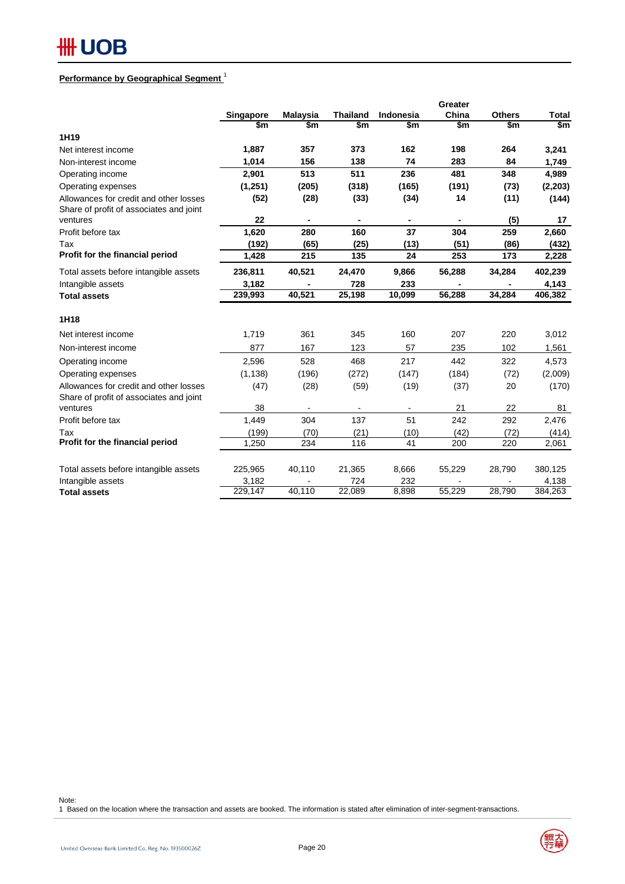**Performance by Geographical Segment** [1]

| | Singapore | Malaysia | Thailand | Indonesia | Greater China | Others | Total |
|---|---|---|---|---|---|---|---|
| | $m | $m | $m | $m | $m | $m | $m |
| **1H19** | | | | | | | |
| Net interest income | **1,887** | **357** | **373** | **162** | **198** | **264** | **3,241** |
| Non-interest income | **1,014** | **156** | **138** | **74** | **283** | **84** | **1,749** |
| Operating income | **2,901** | **513** | **511** | **236** | **481** | **348** | **4,989** |
| Operating expenses | **(1,251)** | **(205)** | **(318)** | **(165)** | **(191)** | **(73)** | **(2,203)** |
| Allowances for credit and other losses | **(52)** | **(28)** | **(33)** | **(34)** | **14** | **(11)** | **(144)** |
| Share of profit of associates and joint ventures | **22** | **-** | **-** | **-** | **-** | **(5)** | **17** |
| Profit before tax | **1,620** | **280** | **160** | **37** | **304** | **259** | **2,660** |
| Tax | **(192)** | **(65)** | **(25)** | **(13)** | **(51)** | **(86)** | **(432)** |
| **Profit for the financial period** | **1,428** | **215** | **135** | **24** | **253** | **173** | **2,228** |
| Total assets before intangible assets | **236,811** | **40,521** | **24,470** | **9,866** | **56,288** | **34,284** | **402,239** |
| Intangible assets | **3,182** | **-** | **728** | **233** | **-** | **-** | **4,143** |
| **Total assets** | **239,993** | **40,521** | **25,198** | **10,099** | **56,288** | **34,284** | **406,382** |
| **1H18** | | | | | | | |
| Net interest income | 1,719 | 361 | 345 | 160 | 207 | 220 | 3,012 |
| Non-interest income | 877 | 167 | 123 | 57 | 235 | 102 | 1,561 |
| Operating income | 2,596 | 528 | 468 | 217 | 442 | 322 | 4,573 |
| Operating expenses | (1,138) | (196) | (272) | (147) | (184) | (72) | (2,009) |
| Allowances for credit and other losses | (47) | (28) | (59) | (19) | (37) | 20 | (170) |
| Share of profit of associates and joint ventures | 38 | - | - | - | 21 | 22 | 81 |
| Profit before tax | 1,449 | 304 | 137 | 51 | 242 | 292 | 2,476 |
| Tax | (199) | (70) | (21) | (10) | (42) | (72) | (414) |
| **Profit for the financial period** | 1,250 | 234 | 116 | 41 | 200 | 220 | 2,061 |
| Total assets before intangible assets | 225,965 | 40,110 | 21,365 | 8,666 | 55,229 | 28,790 | 380,125 |
| Intangible assets | 3,182 | - | 724 | 232 | - | - | 4,138 |
| **Total assets** | 229,147 | 40,110 | 22,089 | 8,898 | 55,229 | 28,790 | 384,263 |

Note:
1 Based on the location where the transaction and assets are booked. The information is stated after elimination of inter-segment-transactions.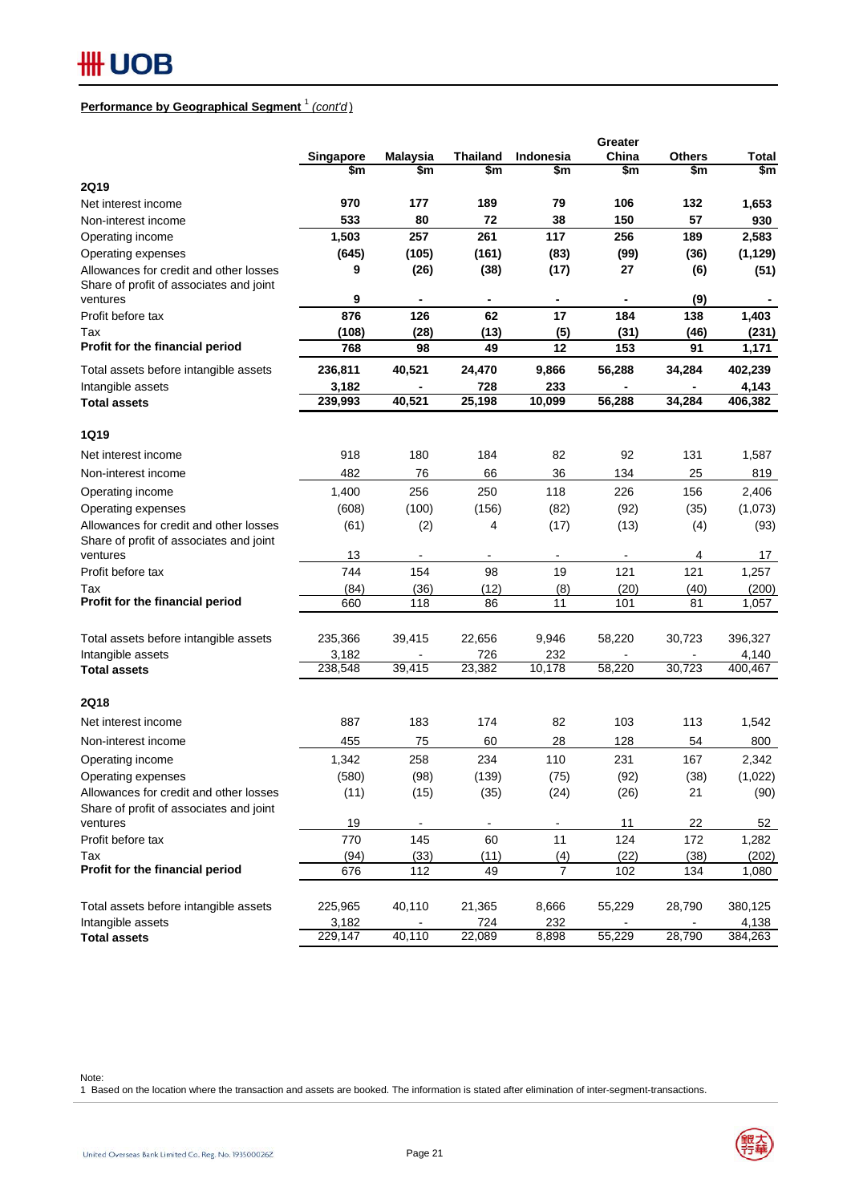**Performance by Geographical Segment** [1] *(cont'd)*

| | Singapore | Malaysia | Thailand | Indonesia | Greater China | Others | Total |
|---|---|---|---|---|---|---|---|
| | $m | $m | $m | $m | $m | $m | $m |
| **2Q19** | | | | | | | |
| Net interest income | **970** | **177** | **189** | **79** | **106** | **132** | **1,653** |
| Non-interest income | **533** | **80** | **72** | **38** | **150** | **57** | **930** |
| Operating income | **1,503** | **257** | **261** | **117** | **256** | **189** | **2,583** |
| Operating expenses | **(645)** | **(105)** | **(161)** | **(83)** | **(99)** | **(36)** | **(1,129)** |
| Allowances for credit and other losses | **9** | **(26)** | **(38)** | **(17)** | **27** | **(6)** | **(51)** |
| Share of profit of associates and joint ventures | **9** | **-** | **-** | **-** | **-** | **(9)** | **-** |
| Profit before tax | **876** | **126** | **62** | **17** | **184** | **138** | **1,403** |
| Tax | **(108)** | **(28)** | **(13)** | **(5)** | **(31)** | **(46)** | **(231)** |
| **Profit for the financial period** | **768** | **98** | **49** | **12** | **153** | **91** | **1,171** |
| Total assets before intangible assets | **236,811** | **40,521** | **24,470** | **9,866** | **56,288** | **34,284** | **402,239** |
| Intangible assets | **3,182** | **-** | **728** | **233** | **-** | **-** | **4,143** |
| **Total assets** | **239,993** | **40,521** | **25,198** | **10,099** | **56,288** | **34,284** | **406,382** |
| **1Q19** | | | | | | | |
| Net interest income | 918 | 180 | 184 | 82 | 92 | 131 | 1,587 |
| Non-interest income | 482 | 76 | 66 | 36 | 134 | 25 | 819 |
| Operating income | 1,400 | 256 | 250 | 118 | 226 | 156 | 2,406 |
| Operating expenses | (608) | (100) | (156) | (82) | (92) | (35) | (1,073) |
| Allowances for credit and other losses | (61) | (2) | 4 | (17) | (13) | (4) | (93) |
| Share of profit of associates and joint ventures | 13 | - | - | - | - | 4 | 17 |
| Profit before tax | 744 | 154 | 98 | 19 | 121 | 121 | 1,257 |
| Tax | (84) | (36) | (12) | (8) | (20) | (40) | (200) |
| **Profit for the financial period** | 660 | 118 | 86 | 11 | 101 | 81 | 1,057 |
| Total assets before intangible assets | 235,366 | 39,415 | 22,656 | 9,946 | 58,220 | 30,723 | 396,327 |
| Intangible assets | 3,182 | - | 726 | 232 | - | - | 4,140 |
| **Total assets** | 238,548 | 39,415 | 23,382 | 10,178 | 58,220 | 30,723 | 400,467 |
| **2Q18** | | | | | | | |
| Net interest income | 887 | 183 | 174 | 82 | 103 | 113 | 1,542 |
| Non-interest income | 455 | 75 | 60 | 28 | 128 | 54 | 800 |
| Operating income | 1,342 | 258 | 234 | 110 | 231 | 167 | 2,342 |
| Operating expenses | (580) | (98) | (139) | (75) | (92) | (38) | (1,022) |
| Allowances for credit and other losses | (11) | (15) | (35) | (24) | (26) | 21 | (90) |
| Share of profit of associates and joint ventures | 19 | - | - | - | 11 | 22 | 52 |
| Profit before tax | 770 | 145 | 60 | 11 | 124 | 172 | 1,282 |
| Tax | (94) | (33) | (11) | (4) | (22) | (38) | (202) |
| **Profit for the financial period** | 676 | 112 | 49 | 7 | 102 | 134 | 1,080 |
| Total assets before intangible assets | 225,965 | 40,110 | 21,365 | 8,666 | 55,229 | 28,790 | 380,125 |
| Intangible assets | 3,182 | - | 724 | 232 | - | - | 4,138 |
| **Total assets** | 229,147 | 40,110 | 22,089 | 8,898 | 55,229 | 28,790 | 384,263 |

Note:
1 Based on the location where the transaction and assets are booked. The information is stated after elimination of inter-segment-transactions.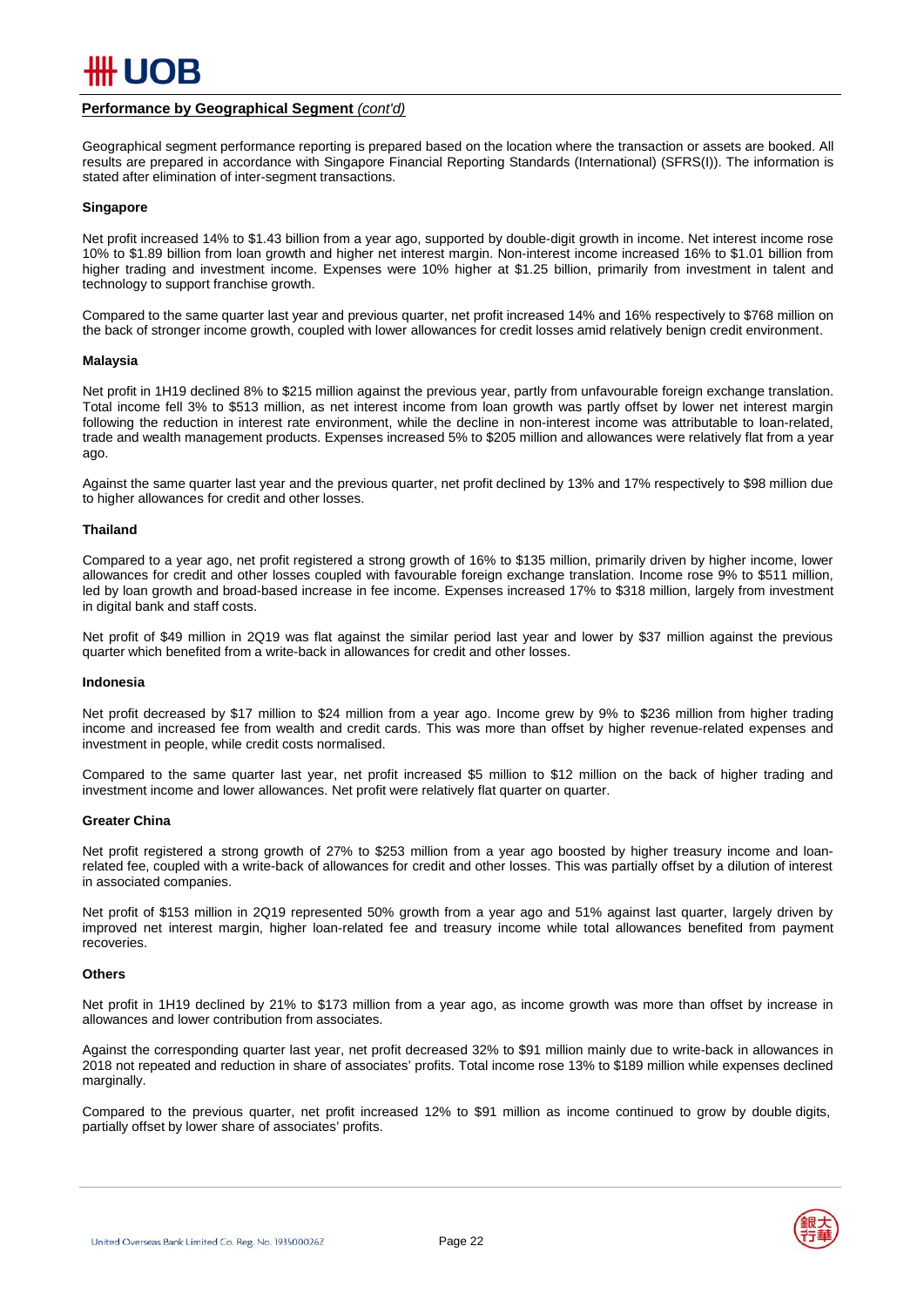## **Performance by Geographical Segment** *(cont'd)*

Geographical segment performance reporting is prepared based on the location where the transaction or assets are booked. All results are prepared in accordance with Singapore Financial Reporting Standards (International) (SFRS(I)). The information is stated after elimination of inter-segment transactions.

### Singapore

Net profit increased 14% to $1.43 billion from a year ago, supported by double-digit growth in income. Net interest income rose 10% to $1.89 billion from loan growth and higher net interest margin. Non-interest income increased 16% to $1.01 billion from higher trading and investment income. Expenses were 10% higher at $1.25 billion, primarily from investment in talent and technology to support franchise growth.

Compared to the same quarter last year and previous quarter, net profit increased 14% and 16% respectively to $768 million on the back of stronger income growth, coupled with lower allowances for credit losses amid relatively benign credit environment.

### Malaysia

Net profit in 1H19 declined 8% to $215 million against the previous year, partly from unfavourable foreign exchange translation. Total income fell 3% to $513 million, as net interest income from loan growth was partly offset by lower net interest margin following the reduction in interest rate environment, while the decline in non-interest income was attributable to loan-related, trade and wealth management products. Expenses increased 5% to $205 million and allowances were relatively flat from a year ago.

Against the same quarter last year and the previous quarter, net profit declined by 13% and 17% respectively to $98 million due to higher allowances for credit and other losses.

### Thailand

Compared to a year ago, net profit registered a strong growth of 16% to $135 million, primarily driven by higher income, lower allowances for credit and other losses coupled with favourable foreign exchange translation. Income rose 9% to $511 million, led by loan growth and broad-based increase in fee income. Expenses increased 17% to $318 million, largely from investment in digital bank and staff costs.

Net profit of $49 million in 2Q19 was flat against the similar period last year and lower by $37 million against the previous quarter which benefited from a write-back in allowances for credit and other losses.

### Indonesia

Net profit decreased by $17 million to $24 million from a year ago. Income grew by 9% to $236 million from higher trading income and increased fee from wealth and credit cards. This was more than offset by higher revenue-related expenses and investment in people, while credit costs normalised.

Compared to the same quarter last year, net profit increased $5 million to $12 million on the back of higher trading and investment income and lower allowances. Net profit were relatively flat quarter on quarter.

### Greater China

Net profit registered a strong growth of 27% to $253 million from a year ago boosted by higher treasury income and loan-related fee, coupled with a write-back of allowances for credit and other losses. This was partially offset by a dilution of interest in associated companies.

Net profit of $153 million in 2Q19 represented 50% growth from a year ago and 51% against last quarter, largely driven by improved net interest margin, higher loan-related fee and treasury income while total allowances benefited from payment recoveries.

### Others

Net profit in 1H19 declined by 21% to $173 million from a year ago, as income growth was more than offset by increase in allowances and lower contribution from associates.

Against the corresponding quarter last year, net profit decreased 32% to $91 million mainly due to write-back in allowances in 2018 not repeated and reduction in share of associates' profits. Total income rose 13% to $189 million while expenses declined marginally.

Compared to the previous quarter, net profit increased 12% to $91 million as income continued to grow by double digits, partially offset by lower share of associates' profits.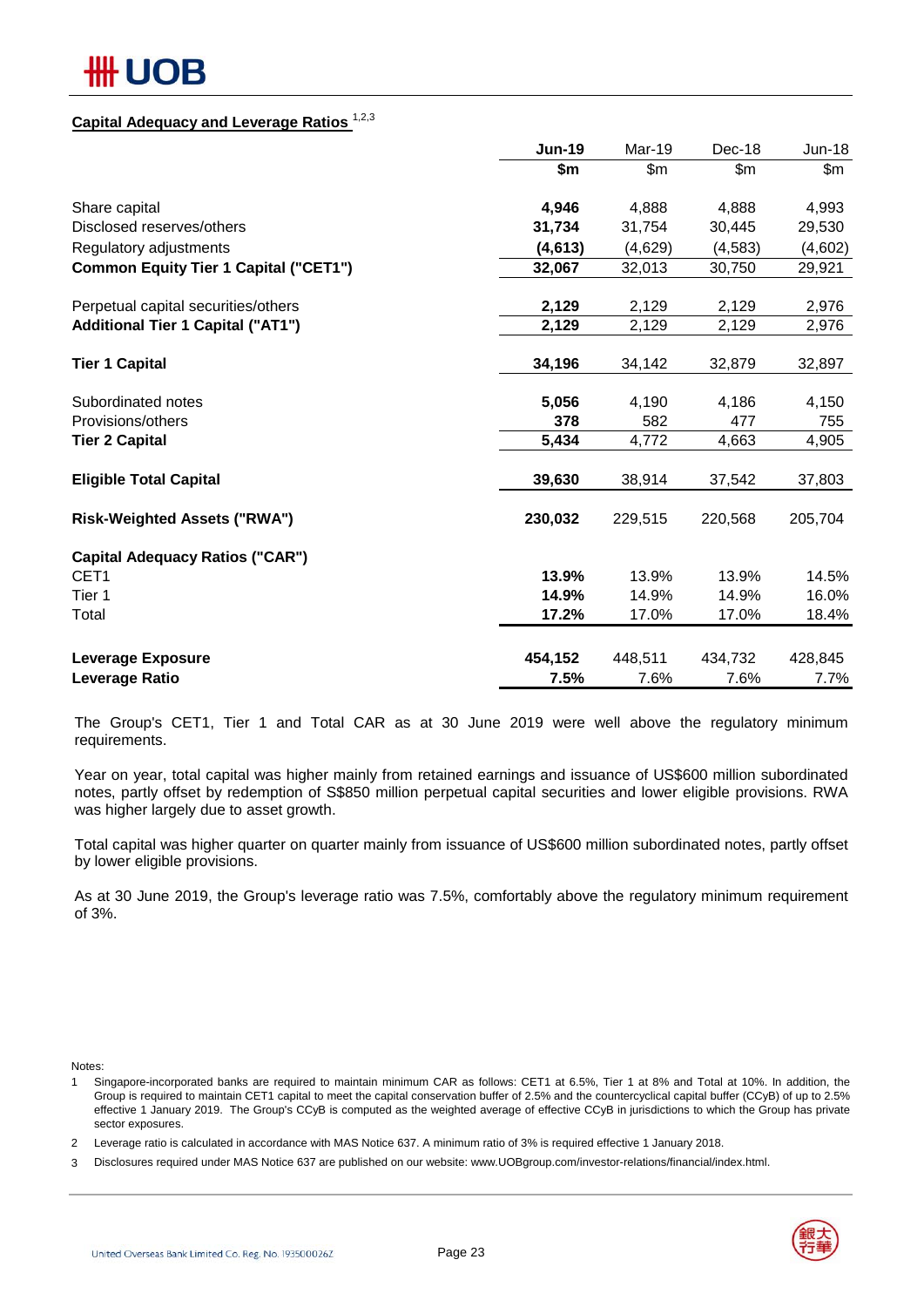## Capital Adequacy and Leverage Ratios [1,2,3]

| | Jun-19 | Mar-19 | Dec-18 | Jun-18 |
|---|---|---|---|---|
| | $m | $m | $m | $m |
| Share capital | **4,946** | 4,888 | 4,888 | 4,993 |
| Disclosed reserves/others | **31,734** | 31,754 | 30,445 | 29,530 |
| Regulatory adjustments | **(4,613)** | (4,629) | (4,583) | (4,602) |
| **Common Equity Tier 1 Capital ("CET1")** | **32,067** | 32,013 | 30,750 | 29,921 |
| | | | | |
| Perpetual capital securities/others | **2,129** | 2,129 | 2,129 | 2,976 |
| **Additional Tier 1 Capital ("AT1")** | **2,129** | 2,129 | 2,129 | 2,976 |
| | | | | |
| **Tier 1 Capital** | **34,196** | 34,142 | 32,879 | 32,897 |
| | | | | |
| Subordinated notes | **5,056** | 4,190 | 4,186 | 4,150 |
| Provisions/others | **378** | 582 | 477 | 755 |
| **Tier 2 Capital** | **5,434** | 4,772 | 4,663 | 4,905 |
| | | | | |
| **Eligible Total Capital** | **39,630** | 38,914 | 37,542 | 37,803 |
| | | | | |
| **Risk-Weighted Assets ("RWA")** | **230,032** | 229,515 | 220,568 | 205,704 |
| | | | | |
| **Capital Adequacy Ratios ("CAR")** | | | | |
| CET1 | **13.9%** | 13.9% | 13.9% | 14.5% |
| Tier 1 | **14.9%** | 14.9% | 14.9% | 16.0% |
| Total | **17.2%** | 17.0% | 17.0% | 18.4% |
| | | | | |
| **Leverage Exposure** | **454,152** | 448,511 | 434,732 | 428,845 |
| **Leverage Ratio** | **7.5%** | 7.6% | 7.6% | 7.7% |

The Group's CET1, Tier 1 and Total CAR as at 30 June 2019 were well above the regulatory minimum requirements.

Year on year, total capital was higher mainly from retained earnings and issuance of US$600 million subordinated notes, partly offset by redemption of S$850 million perpetual capital securities and lower eligible provisions. RWA was higher largely due to asset growth.

Total capital was higher quarter on quarter mainly from issuance of US$600 million subordinated notes, partly offset by lower eligible provisions.

As at 30 June 2019, the Group's leverage ratio was 7.5%, comfortably above the regulatory minimum requirement of 3%.

Notes:

1. Singapore-incorporated banks are required to maintain minimum CAR as follows: CET1 at 6.5%, Tier 1 at 8% and Total at 10%. In addition, the Group is required to maintain CET1 capital to meet the capital conservation buffer of 2.5% and the countercyclical capital buffer (CCyB) of up to 2.5% effective 1 January 2019. The Group's CCyB is computed as the weighted average of effective CCyB in jurisdictions to which the Group has private sector exposures.
2. Leverage ratio is calculated in accordance with MAS Notice 637. A minimum ratio of 3% is required effective 1 January 2018.
3. Disclosures required under MAS Notice 637 are published on our website: www.UOBgroup.com/investor-relations/financial/index.html.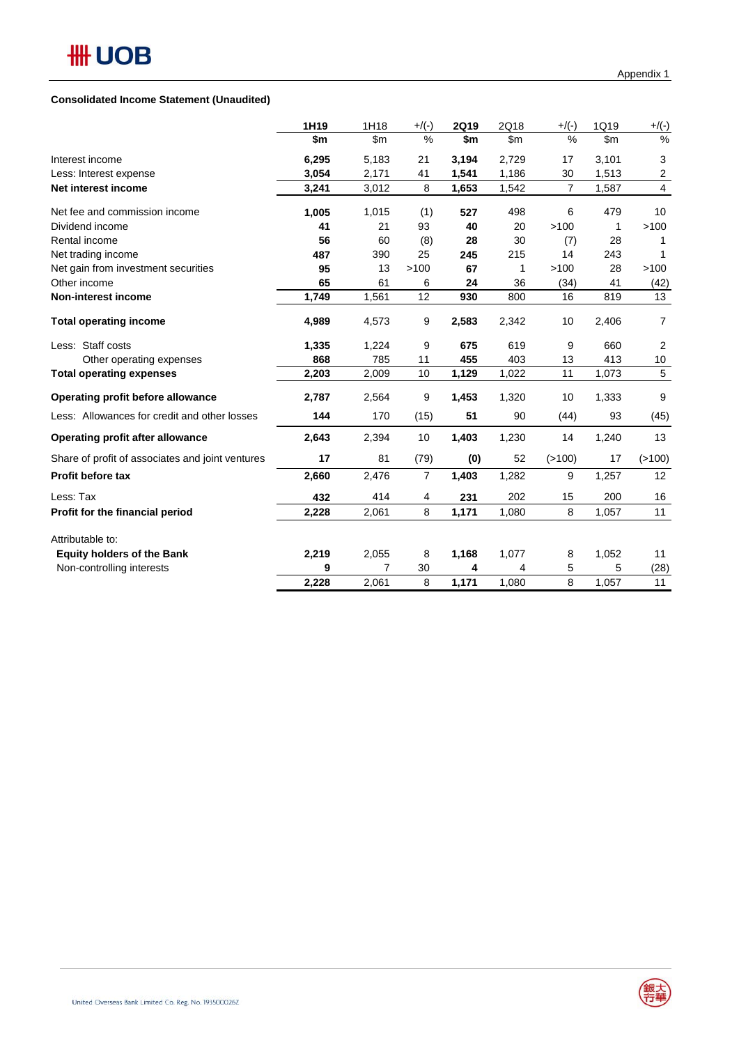Appendix 1

**Consolidated Income Statement (Unaudited)**

| | 1H19 | 1H18 | +/(-) | 2Q19 | 2Q18 | +/(-) | 1Q19 | +/(-) |
|---|---|---|---|---|---|---|---|---|
| | $m | $m | % | $m | $m | % | $m | % |
| Interest income | **6,295** | 5,183 | 21 | **3,194** | 2,729 | 17 | 3,101 | 3 |
| Less: Interest expense | **3,054** | 2,171 | 41 | **1,541** | 1,186 | 30 | 1,513 | 2 |
| **Net interest income** | **3,241** | 3,012 | 8 | **1,653** | 1,542 | 7 | 1,587 | 4 |
| Net fee and commission income | **1,005** | 1,015 | (1) | **527** | 498 | 6 | 479 | 10 |
| Dividend income | **41** | 21 | 93 | **40** | 20 | >100 | 1 | >100 |
| Rental income | **56** | 60 | (8) | **28** | 30 | (7) | 28 | 1 |
| Net trading income | **487** | 390 | 25 | **245** | 215 | 14 | 243 | 1 |
| Net gain from investment securities | **95** | 13 | >100 | **67** | 1 | >100 | 28 | >100 |
| Other income | **65** | 61 | 6 | **24** | 36 | (34) | 41 | (42) |
| **Non-interest income** | **1,749** | 1,561 | 12 | **930** | 800 | 16 | 819 | 13 |
| **Total operating income** | **4,989** | 4,573 | 9 | **2,583** | 2,342 | 10 | 2,406 | 7 |
| Less: Staff costs | **1,335** | 1,224 | 9 | **675** | 619 | 9 | 660 | 2 |
| Other operating expenses | **868** | 785 | 11 | **455** | 403 | 13 | 413 | 10 |
| **Total operating expenses** | **2,203** | 2,009 | 10 | **1,129** | 1,022 | 11 | 1,073 | 5 |
| **Operating profit before allowance** | **2,787** | 2,564 | 9 | **1,453** | 1,320 | 10 | 1,333 | 9 |
| Less: Allowances for credit and other losses | **144** | 170 | (15) | **51** | 90 | (44) | 93 | (45) |
| **Operating profit after allowance** | **2,643** | 2,394 | 10 | **1,403** | 1,230 | 14 | 1,240 | 13 |
| Share of profit of associates and joint ventures | **17** | 81 | (79) | **(0)** | 52 | (>100) | 17 | (>100) |
| **Profit before tax** | **2,660** | 2,476 | 7 | **1,403** | 1,282 | 9 | 1,257 | 12 |
| Less: Tax | **432** | 414 | 4 | **231** | 202 | 15 | 200 | 16 |
| **Profit for the financial period** | **2,228** | 2,061 | 8 | **1,171** | 1,080 | 8 | 1,057 | 11 |
| Attributable to: | | | | | | | | |
| **Equity holders of the Bank** | **2,219** | 2,055 | 8 | **1,168** | 1,077 | 8 | 1,052 | 11 |
| Non-controlling interests | **9** | 7 | 30 | **4** | 4 | 5 | 5 | (28) |
| | **2,228** | 2,061 | 8 | **1,171** | 1,080 | 8 | 1,057 | 11 |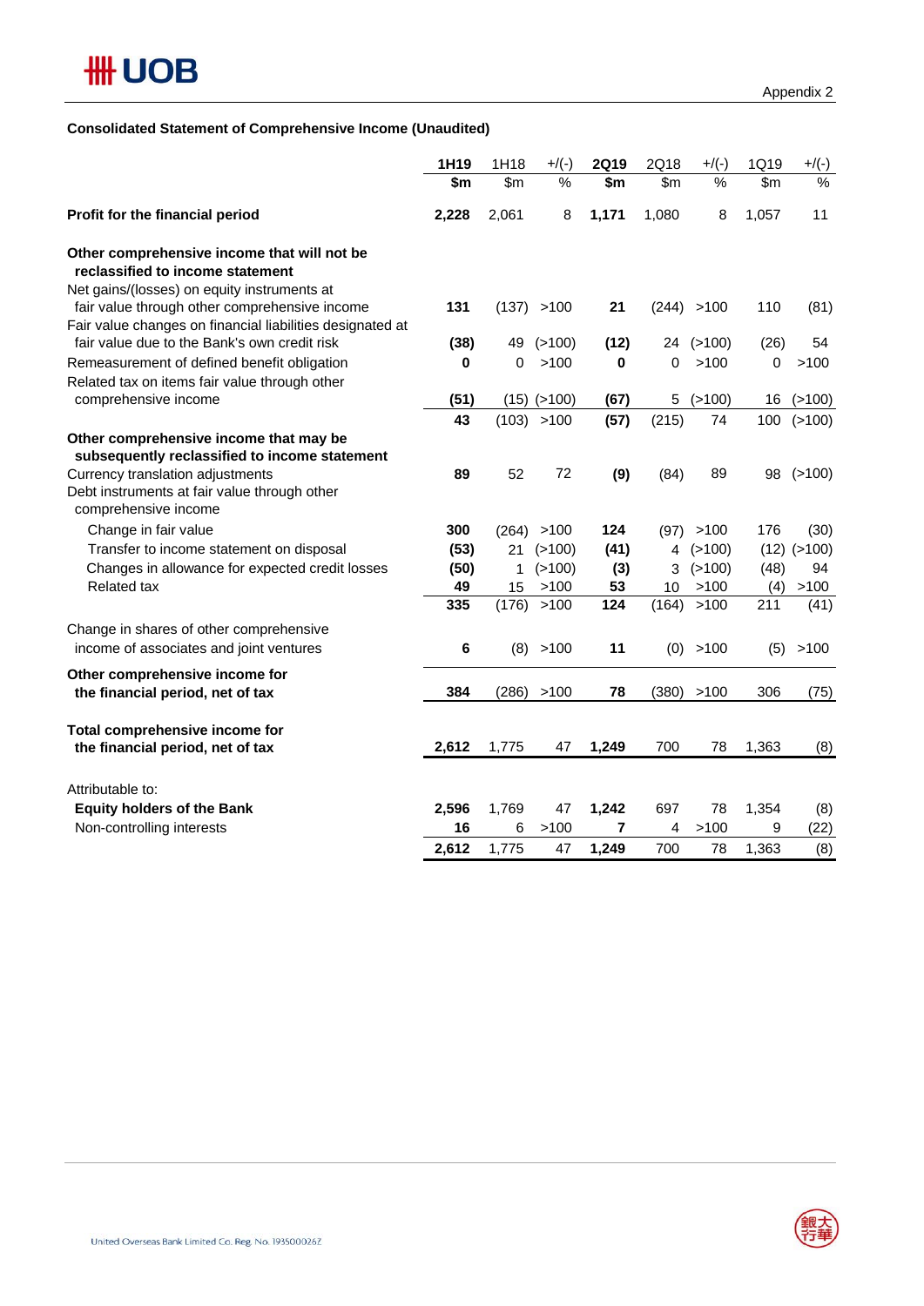Appendix 2

## Consolidated Statement of Comprehensive Income (Unaudited)

| | 1H19 | 1H18 | +/(-) | 2Q19 | 2Q18 | +/(-) | 1Q19 | +/(-) |
|---|---|---|---|---|---|---|---|---|
| | $m | $m | % | $m | $m | % | $m | % |
| **Profit for the financial period** | **2,228** | 2,061 | 8 | **1,171** | 1,080 | 8 | 1,057 | 11 |
| **Other comprehensive income that will not be reclassified to income statement** | | | | | | | | |
| Net gains/(losses) on equity instruments at fair value through other comprehensive income | **131** | (137) | >100 | **21** | (244) | >100 | 110 | (81) |
| Fair value changes on financial liabilities designated at fair value due to the Bank's own credit risk | **(38)** | 49 | (>100) | **(12)** | 24 | (>100) | (26) | 54 |
| Remeasurement of defined benefit obligation | **0** | 0 | >100 | **0** | 0 | >100 | 0 | >100 |
| Related tax on items fair value through other comprehensive income | **(51)** | (15) | (>100) | **(67)** | 5 | (>100) | 16 | (>100) |
| | **43** | (103) | >100 | **(57)** | (215) | 74 | 100 | (>100) |
| **Other comprehensive income that may be subsequently reclassified to income statement** | | | | | | | | |
| Currency translation adjustments | **89** | 52 | 72 | **(9)** | (84) | 89 | 98 | (>100) |
| Debt instruments at fair value through other comprehensive income | | | | | | | | |
| Change in fair value | **300** | (264) | >100 | **124** | (97) | >100 | 176 | (30) |
| Transfer to income statement on disposal | **(53)** | 21 | (>100) | **(41)** | 4 | (>100) | (12) | (>100) |
| Changes in allowance for expected credit losses | **(50)** | 1 | (>100) | **(3)** | 3 | (>100) | (48) | 94 |
| Related tax | **49** | 15 | >100 | **53** | 10 | >100 | (4) | >100 |
| | **335** | (176) | >100 | **124** | (164) | >100 | 211 | (41) |
| Change in shares of other comprehensive income of associates and joint ventures | **6** | (8) | >100 | **11** | (0) | >100 | (5) | >100 |
| **Other comprehensive income for the financial period, net of tax** | **384** | (286) | >100 | **78** | (380) | >100 | 306 | (75) |
| **Total comprehensive income for the financial period, net of tax** | **2,612** | 1,775 | 47 | **1,249** | 700 | 78 | 1,363 | (8) |
| Attributable to: | | | | | | | | |
| **Equity holders of the Bank** | **2,596** | 1,769 | 47 | **1,242** | 697 | 78 | 1,354 | (8) |
| Non-controlling interests | **16** | 6 | >100 | **7** | 4 | >100 | 9 | (22) |
| | **2,612** | 1,775 | 47 | **1,249** | 700 | 78 | 1,363 | (8) |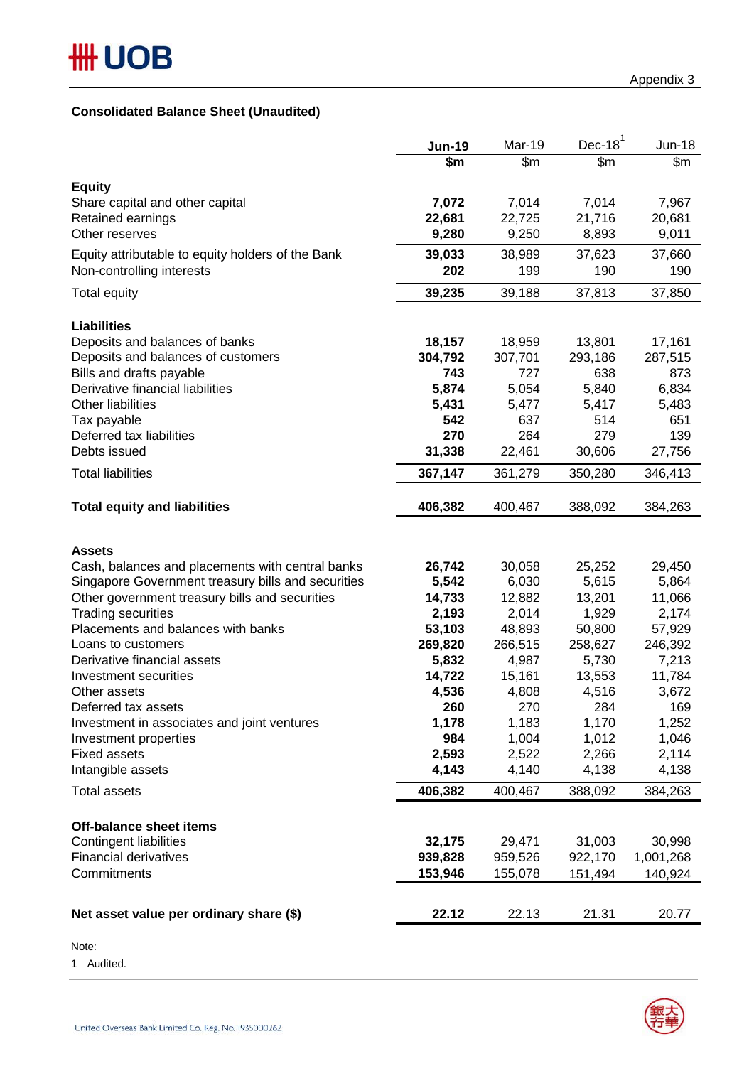Appendix 3

## Consolidated Balance Sheet (Unaudited)

| | Jun-19 | Mar-19 | Dec-18[1] | Jun-18 |
|---|---|---|---|---|
| | $m | $m | $m | $m |
| **Equity** | | | | |
| Share capital and other capital | **7,072** | 7,014 | 7,014 | 7,967 |
| Retained earnings | **22,681** | 22,725 | 21,716 | 20,681 |
| Other reserves | **9,280** | 9,250 | 8,893 | 9,011 |
| Equity attributable to equity holders of the Bank | **39,033** | 38,989 | 37,623 | 37,660 |
| Non-controlling interests | **202** | 199 | 190 | 190 |
| Total equity | **39,235** | 39,188 | 37,813 | 37,850 |
| **Liabilities** | | | | |
| Deposits and balances of banks | **18,157** | 18,959 | 13,801 | 17,161 |
| Deposits and balances of customers | **304,792** | 307,701 | 293,186 | 287,515 |
| Bills and drafts payable | **743** | 727 | 638 | 873 |
| Derivative financial liabilities | **5,874** | 5,054 | 5,840 | 6,834 |
| Other liabilities | **5,431** | 5,477 | 5,417 | 5,483 |
| Tax payable | **542** | 637 | 514 | 651 |
| Deferred tax liabilities | **270** | 264 | 279 | 139 |
| Debts issued | **31,338** | 22,461 | 30,606 | 27,756 |
| Total liabilities | **367,147** | 361,279 | 350,280 | 346,413 |
| **Total equity and liabilities** | **406,382** | 400,467 | 388,092 | 384,263 |
| **Assets** | | | | |
| Cash, balances and placements with central banks | **26,742** | 30,058 | 25,252 | 29,450 |
| Singapore Government treasury bills and securities | **5,542** | 6,030 | 5,615 | 5,864 |
| Other government treasury bills and securities | **14,733** | 12,882 | 13,201 | 11,066 |
| Trading securities | **2,193** | 2,014 | 1,929 | 2,174 |
| Placements and balances with banks | **53,103** | 48,893 | 50,800 | 57,929 |
| Loans to customers | **269,820** | 266,515 | 258,627 | 246,392 |
| Derivative financial assets | **5,832** | 4,987 | 5,730 | 7,213 |
| Investment securities | **14,722** | 15,161 | 13,553 | 11,784 |
| Other assets | **4,536** | 4,808 | 4,516 | 3,672 |
| Deferred tax assets | **260** | 270 | 284 | 169 |
| Investment in associates and joint ventures | **1,178** | 1,183 | 1,170 | 1,252 |
| Investment properties | **984** | 1,004 | 1,012 | 1,046 |
| Fixed assets | **2,593** | 2,522 | 2,266 | 2,114 |
| Intangible assets | **4,143** | 4,140 | 4,138 | 4,138 |
| Total assets | **406,382** | 400,467 | 388,092 | 384,263 |
| **Off-balance sheet items** | | | | |
| Contingent liabilities | **32,175** | 29,471 | 31,003 | 30,998 |
| Financial derivatives | **939,828** | 959,526 | 922,170 | 1,001,268 |
| Commitments | **153,946** | 155,078 | 151,494 | 140,924 |
| **Net asset value per ordinary share ($)** | **22.12** | 22.13 | 21.31 | 20.77 |

Note:

1 Audited.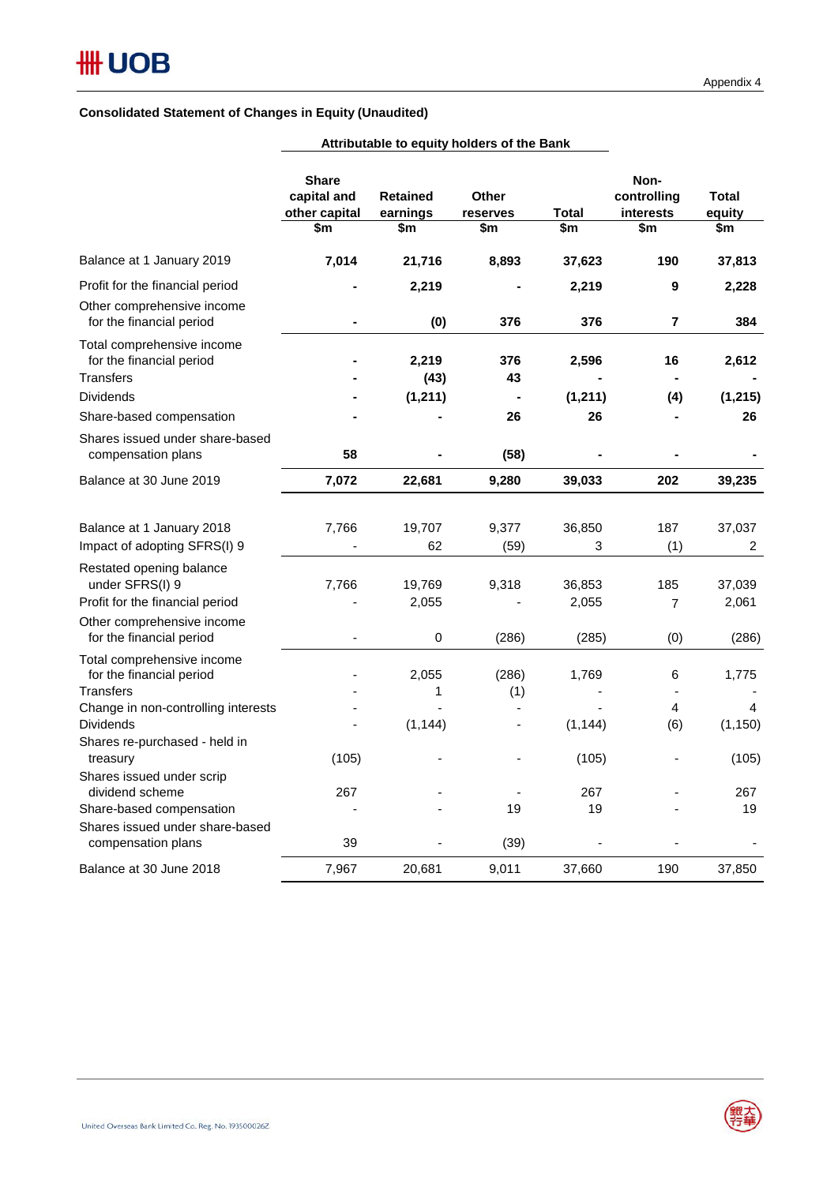Appendix 4

**Consolidated Statement of Changes in Equity (Unaudited)**

| | Attributable to equity holders of the Bank | | | | | |
|---|---|---|---|---|---|---|
| | **Share capital and other capital $m** | **Retained earnings $m** | **Other reserves $m** | **Total $m** | **Non-controlling interests $m** | **Total equity $m** |
| Balance at 1 January 2019 | **7,014** | **21,716** | **8,893** | **37,623** | **190** | **37,813** |
| Profit for the financial period | **-** | **2,219** | **-** | **2,219** | **9** | **2,228** |
| Other comprehensive income for the financial period | **-** | **(0)** | **376** | **376** | **7** | **384** |
| Total comprehensive income for the financial period | **-** | **2,219** | **376** | **2,596** | **16** | **2,612** |
| Transfers | **-** | **(43)** | **43** | **-** | **-** | **-** |
| Dividends | **-** | **(1,211)** | **-** | **(1,211)** | **(4)** | **(1,215)** |
| Share-based compensation | **-** | **-** | **26** | **26** | **-** | **26** |
| Shares issued under share-based compensation plans | **58** | **-** | **(58)** | **-** | **-** | **-** |
| Balance at 30 June 2019 | **7,072** | **22,681** | **9,280** | **39,033** | **202** | **39,235** |
| | | | | | | |
| Balance at 1 January 2018 | 7,766 | 19,707 | 9,377 | 36,850 | 187 | 37,037 |
| Impact of adopting SFRS(I) 9 | - | 62 | (59) | 3 | (1) | 2 |
| Restated opening balance under SFRS(I) 9 | 7,766 | 19,769 | 9,318 | 36,853 | 185 | 37,039 |
| Profit for the financial period | - | 2,055 | - | 2,055 | 7 | 2,061 |
| Other comprehensive income for the financial period | - | 0 | (286) | (285) | (0) | (286) |
| Total comprehensive income for the financial period | - | 2,055 | (286) | 1,769 | 6 | 1,775 |
| Transfers | - | 1 | (1) | - | - | - |
| Change in non-controlling interests | - | - | - | - | 4 | 4 |
| Dividends | - | (1,144) | - | (1,144) | (6) | (1,150) |
| Shares re-purchased - held in treasury | (105) | - | - | (105) | - | (105) |
| Shares issued under scrip dividend scheme | 267 | - | - | 267 | - | 267 |
| Share-based compensation | - | - | 19 | 19 | - | 19 |
| Shares issued under share-based compensation plans | 39 | - | (39) | - | - | - |
| Balance at 30 June 2018 | 7,967 | 20,681 | 9,011 | 37,660 | 190 | 37,850 |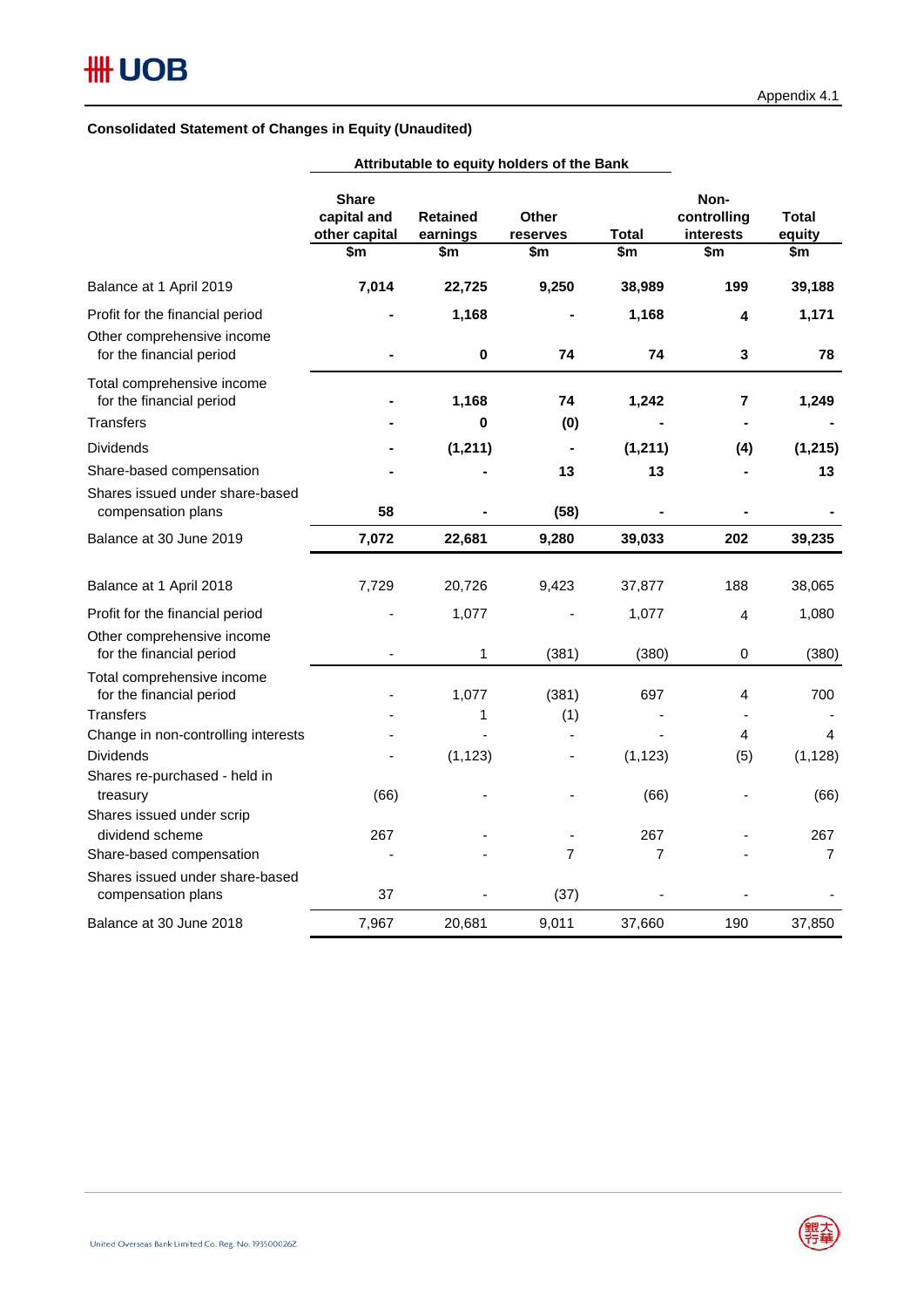Appendix 4.1

**Consolidated Statement of Changes in Equity (Unaudited)**

| | Attributable to equity holders of the Bank | | | | | |
|---|---|---|---|---|---|---|
| | **Share capital and other capital $m** | **Retained earnings $m** | **Other reserves $m** | **Total $m** | **Non-controlling interests $m** | **Total equity $m** |
| Balance at 1 April 2019 | **7,014** | **22,725** | **9,250** | **38,989** | **199** | **39,188** |
| Profit for the financial period | **-** | **1,168** | **-** | **1,168** | **4** | **1,171** |
| Other comprehensive income for the financial period | **-** | **0** | **74** | **74** | **3** | **78** |
| Total comprehensive income for the financial period | **-** | **1,168** | **74** | **1,242** | **7** | **1,249** |
| Transfers | **-** | **0** | **(0)** | **-** | **-** | **-** |
| Dividends | **-** | **(1,211)** | **-** | **(1,211)** | **(4)** | **(1,215)** |
| Share-based compensation | **-** | **-** | **13** | **13** | **-** | **13** |
| Shares issued under share-based compensation plans | **58** | **-** | **(58)** | **-** | **-** | **-** |
| Balance at 30 June 2019 | **7,072** | **22,681** | **9,280** | **39,033** | **202** | **39,235** |
| | | | | | | |
| Balance at 1 April 2018 | 7,729 | 20,726 | 9,423 | 37,877 | 188 | 38,065 |
| Profit for the financial period | - | 1,077 | - | 1,077 | 4 | 1,080 |
| Other comprehensive income for the financial period | - | 1 | (381) | (380) | 0 | (380) |
| Total comprehensive income for the financial period | - | 1,077 | (381) | 697 | 4 | 700 |
| Transfers | - | 1 | (1) | - | - | - |
| Change in non-controlling interests | - | - | - | - | 4 | 4 |
| Dividends | - | (1,123) | - | (1,123) | (5) | (1,128) |
| Shares re-purchased - held in treasury | (66) | - | - | (66) | - | (66) |
| Shares issued under scrip dividend scheme | 267 | - | - | 267 | - | 267 |
| Share-based compensation | - | - | 7 | 7 | - | 7 |
| Shares issued under share-based compensation plans | 37 | - | (37) | - | - | - |
| Balance at 30 June 2018 | 7,967 | 20,681 | 9,011 | 37,660 | 190 | 37,850 |

United Overseas Bank Limited Co. Reg. No. 193500026Z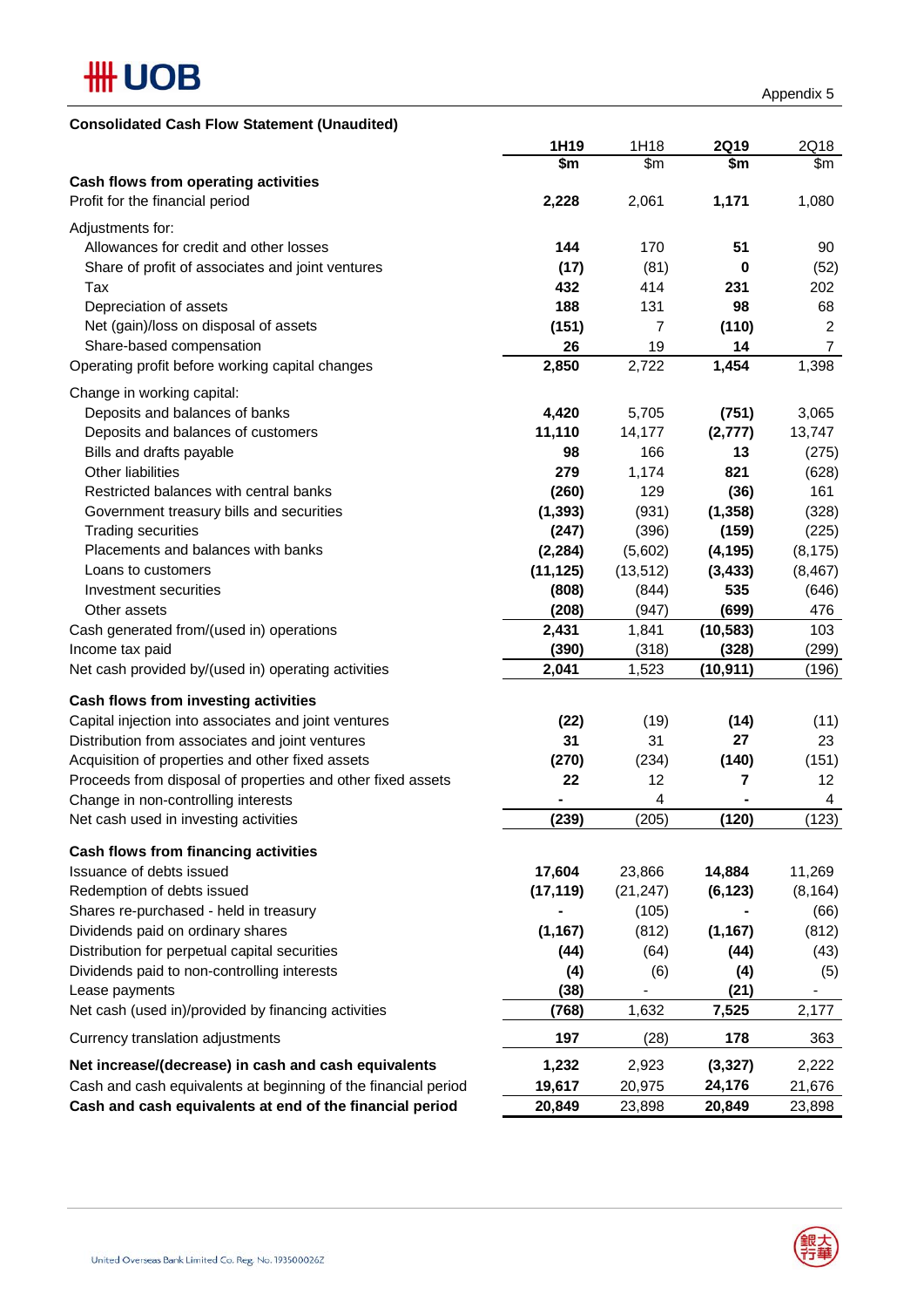Appendix 5

**Consolidated Cash Flow Statement (Unaudited)**

| | **1H19** | 1H18 | **2Q19** | 2Q18 |
|---|---|---|---|---|
| | **$m** | $m | **$m** | $m |
| **Cash flows from operating activities** | | | | |
| Profit for the financial period | **2,228** | 2,061 | **1,171** | 1,080 |
| Adjustments for: | | | | |
| Allowances for credit and other losses | **144** | 170 | **51** | 90 |
| Share of profit of associates and joint ventures | **(17)** | (81) | **0** | (52) |
| Tax | **432** | 414 | **231** | 202 |
| Depreciation of assets | **188** | 131 | **98** | 68 |
| Net (gain)/loss on disposal of assets | **(151)** | 7 | **(110)** | 2 |
| Share-based compensation | **26** | 19 | **14** | 7 |
| Operating profit before working capital changes | **2,850** | 2,722 | **1,454** | 1,398 |
| Change in working capital: | | | | |
| Deposits and balances of banks | **4,420** | 5,705 | **(751)** | 3,065 |
| Deposits and balances of customers | **11,110** | 14,177 | **(2,777)** | 13,747 |
| Bills and drafts payable | **98** | 166 | **13** | (275) |
| Other liabilities | **279** | 1,174 | **821** | (628) |
| Restricted balances with central banks | **(260)** | 129 | **(36)** | 161 |
| Government treasury bills and securities | **(1,393)** | (931) | **(1,358)** | (328) |
| Trading securities | **(247)** | (396) | **(159)** | (225) |
| Placements and balances with banks | **(2,284)** | (5,602) | **(4,195)** | (8,175) |
| Loans to customers | **(11,125)** | (13,512) | **(3,433)** | (8,467) |
| Investment securities | **(808)** | (844) | **535** | (646) |
| Other assets | **(208)** | (947) | **(699)** | 476 |
| Cash generated from/(used in) operations | **2,431** | 1,841 | **(10,583)** | 103 |
| Income tax paid | **(390)** | (318) | **(328)** | (299) |
| Net cash provided by/(used in) operating activities | **2,041** | 1,523 | **(10,911)** | (196) |
| **Cash flows from investing activities** | | | | |
| Capital injection into associates and joint ventures | **(22)** | (19) | **(14)** | (11) |
| Distribution from associates and joint ventures | **31** | 31 | **27** | 23 |
| Acquisition of properties and other fixed assets | **(270)** | (234) | **(140)** | (151) |
| Proceeds from disposal of properties and other fixed assets | **22** | 12 | **7** | 12 |
| Change in non-controlling interests | **-** | 4 | **-** | 4 |
| Net cash used in investing activities | **(239)** | (205) | **(120)** | (123) |
| **Cash flows from financing activities** | | | | |
| Issuance of debts issued | **17,604** | 23,866 | **14,884** | 11,269 |
| Redemption of debts issued | **(17,119)** | (21,247) | **(6,123)** | (8,164) |
| Shares re-purchased - held in treasury | **-** | (105) | **-** | (66) |
| Dividends paid on ordinary shares | **(1,167)** | (812) | **(1,167)** | (812) |
| Distribution for perpetual capital securities | **(44)** | (64) | **(44)** | (43) |
| Dividends paid to non-controlling interests | **(4)** | (6) | **(4)** | (5) |
| Lease payments | **(38)** | - | **(21)** | - |
| Net cash (used in)/provided by financing activities | **(768)** | 1,632 | **7,525** | 2,177 |
| Currency translation adjustments | **197** | (28) | **178** | 363 |
| **Net increase/(decrease) in cash and cash equivalents** | **1,232** | 2,923 | **(3,327)** | 2,222 |
| Cash and cash equivalents at beginning of the financial period | **19,617** | 20,975 | **24,176** | 21,676 |
| **Cash and cash equivalents at end of the financial period** | **20,849** | 23,898 | **20,849** | 23,898 |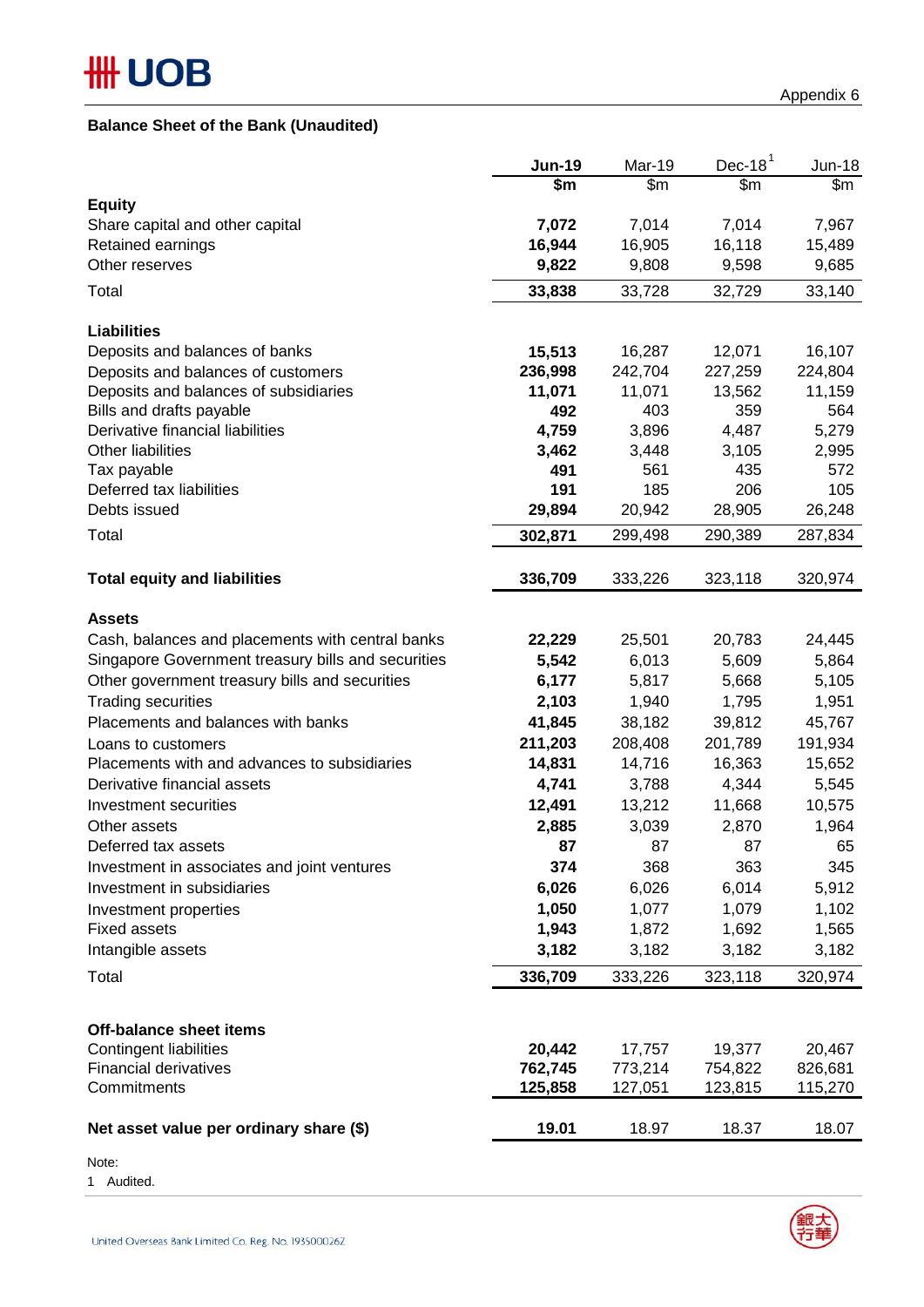Appendix 6

**Balance Sheet of the Bank (Unaudited)**

| | **Jun-19** | Mar-19 | Dec-18[1] | Jun-18 |
|---|---|---|---|---|
| | **$m** | $m | $m | $m |
| **Equity** | | | | |
| Share capital and other capital | **7,072** | 7,014 | 7,014 | 7,967 |
| Retained earnings | **16,944** | 16,905 | 16,118 | 15,489 |
| Other reserves | **9,822** | 9,808 | 9,598 | 9,685 |
| Total | **33,838** | 33,728 | 32,729 | 33,140 |
| **Liabilities** | | | | |
| Deposits and balances of banks | **15,513** | 16,287 | 12,071 | 16,107 |
| Deposits and balances of customers | **236,998** | 242,704 | 227,259 | 224,804 |
| Deposits and balances of subsidiaries | **11,071** | 11,071 | 13,562 | 11,159 |
| Bills and drafts payable | **492** | 403 | 359 | 564 |
| Derivative financial liabilities | **4,759** | 3,896 | 4,487 | 5,279 |
| Other liabilities | **3,462** | 3,448 | 3,105 | 2,995 |
| Tax payable | **491** | 561 | 435 | 572 |
| Deferred tax liabilities | **191** | 185 | 206 | 105 |
| Debts issued | **29,894** | 20,942 | 28,905 | 26,248 |
| Total | **302,871** | 299,498 | 290,389 | 287,834 |
| **Total equity and liabilities** | **336,709** | 333,226 | 323,118 | 320,974 |
| **Assets** | | | | |
| Cash, balances and placements with central banks | **22,229** | 25,501 | 20,783 | 24,445 |
| Singapore Government treasury bills and securities | **5,542** | 6,013 | 5,609 | 5,864 |
| Other government treasury bills and securities | **6,177** | 5,817 | 5,668 | 5,105 |
| Trading securities | **2,103** | 1,940 | 1,795 | 1,951 |
| Placements and balances with banks | **41,845** | 38,182 | 39,812 | 45,767 |
| Loans to customers | **211,203** | 208,408 | 201,789 | 191,934 |
| Placements with and advances to subsidiaries | **14,831** | 14,716 | 16,363 | 15,652 |
| Derivative financial assets | **4,741** | 3,788 | 4,344 | 5,545 |
| Investment securities | **12,491** | 13,212 | 11,668 | 10,575 |
| Other assets | **2,885** | 3,039 | 2,870 | 1,964 |
| Deferred tax assets | **87** | 87 | 87 | 65 |
| Investment in associates and joint ventures | **374** | 368 | 363 | 345 |
| Investment in subsidiaries | **6,026** | 6,026 | 6,014 | 5,912 |
| Investment properties | **1,050** | 1,077 | 1,079 | 1,102 |
| Fixed assets | **1,943** | 1,872 | 1,692 | 1,565 |
| Intangible assets | **3,182** | 3,182 | 3,182 | 3,182 |
| Total | **336,709** | 333,226 | 323,118 | 320,974 |
| **Off-balance sheet items** | | | | |
| Contingent liabilities | **20,442** | 17,757 | 19,377 | 20,467 |
| Financial derivatives | **762,745** | 773,214 | 754,822 | 826,681 |
| Commitments | **125,858** | 127,051 | 123,815 | 115,270 |
| **Net asset value per ordinary share ($)** | **19.01** | 18.97 | 18.37 | 18.07 |

Note:

1 Audited.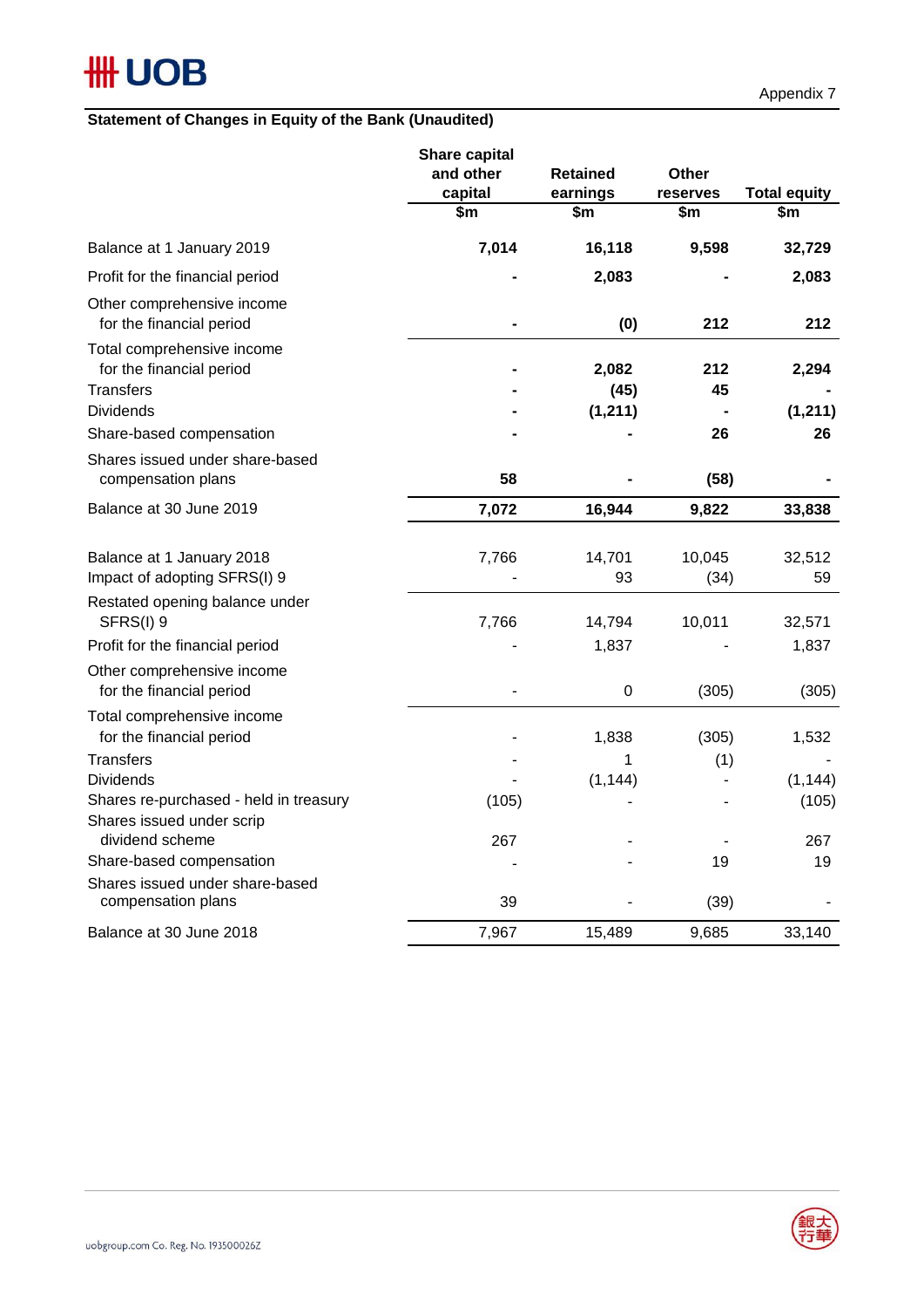Appendix 7

**Statement of Changes in Equity of the Bank (Unaudited)**

| | Share capital and other capital<br>$m | Retained earnings<br>$m | Other reserves<br>$m | Total equity<br>$m |
|---|---|---|---|---|
| **Balance at 1 January 2019** | **7,014** | **16,118** | **9,598** | **32,729** |
| Profit for the financial period | **-** | **2,083** | **-** | **2,083** |
| Other comprehensive income for the financial period | **-** | **(0)** | **212** | **212** |
| Total comprehensive income for the financial period | **-** | **2,082** | **212** | **2,294** |
| Transfers | **-** | **(45)** | **45** | **-** |
| Dividends | **-** | **(1,211)** | **-** | **(1,211)** |
| Share-based compensation | **-** | **-** | **26** | **26** |
| Shares issued under share-based compensation plans | **58** | **-** | **(58)** | **-** |
| Balance at 30 June 2019 | **7,072** | **16,944** | **9,822** | **33,838** |
| | | | | |
| Balance at 1 January 2018 | 7,766 | 14,701 | 10,045 | 32,512 |
| Impact of adopting SFRS(I) 9 | - | 93 | (34) | 59 |
| Restated opening balance under SFRS(I) 9 | 7,766 | 14,794 | 10,011 | 32,571 |
| Profit for the financial period | - | 1,837 | - | 1,837 |
| Other comprehensive income for the financial period | - | 0 | (305) | (305) |
| Total comprehensive income for the financial period | - | 1,838 | (305) | 1,532 |
| Transfers | - | 1 | (1) | - |
| Dividends | - | (1,144) | - | (1,144) |
| Shares re-purchased - held in treasury | (105) | - | - | (105) |
| Shares issued under scrip dividend scheme | 267 | - | - | 267 |
| Share-based compensation | - | - | 19 | 19 |
| Shares issued under share-based compensation plans | 39 | - | (39) | - |
| Balance at 30 June 2018 | 7,967 | 15,489 | 9,685 | 33,140 |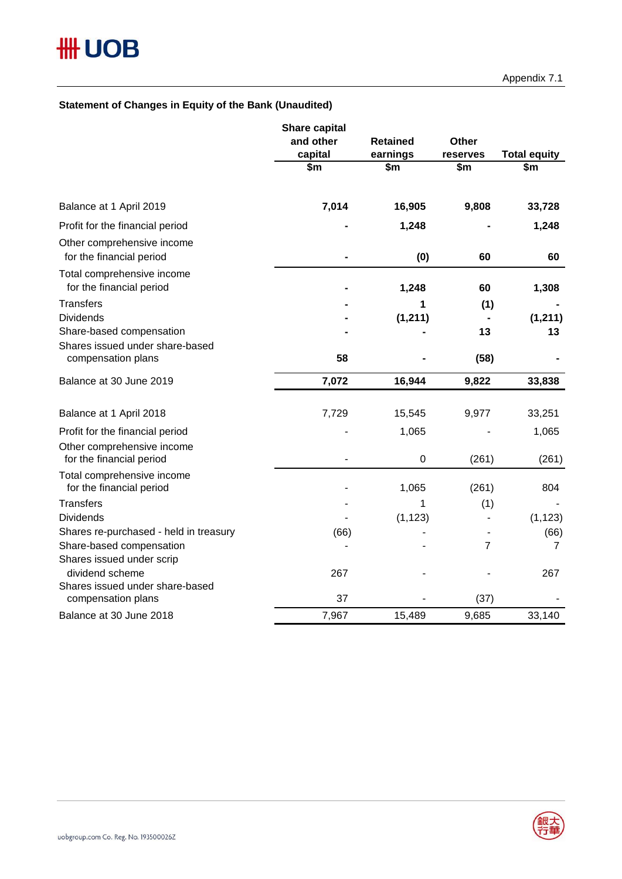Appendix 7.1

**Statement of Changes in Equity of the Bank (Unaudited)**

| | Share capital and other capital<br>$m | Retained earnings<br>$m | Other reserves<br>$m | Total equity<br>$m |
|---|---|---|---|---|
| **Balance at 1 April 2019** | **7,014** | **16,905** | **9,808** | **33,728** |
| Profit for the financial period | **-** | **1,248** | **-** | **1,248** |
| Other comprehensive income for the financial period | **-** | **(0)** | **60** | **60** |
| Total comprehensive income for the financial period | **-** | **1,248** | **60** | **1,308** |
| Transfers | **-** | **1** | **(1)** | **-** |
| Dividends | **-** | **(1,211)** | **-** | **(1,211)** |
| Share-based compensation | **-** | **-** | **13** | **13** |
| Shares issued under share-based compensation plans | **58** | **-** | **(58)** | **-** |
| Balance at 30 June 2019 | **7,072** | **16,944** | **9,822** | **33,838** |
| | | | | |
| Balance at 1 April 2018 | 7,729 | 15,545 | 9,977 | 33,251 |
| Profit for the financial period | - | 1,065 | - | 1,065 |
| Other comprehensive income for the financial period | - | 0 | (261) | (261) |
| Total comprehensive income for the financial period | - | 1,065 | (261) | 804 |
| Transfers | - | 1 | (1) | - |
| Dividends | - | (1,123) | - | (1,123) |
| Shares re-purchased - held in treasury | (66) | - | - | (66) |
| Share-based compensation | - | - | 7 | 7 |
| Shares issued under scrip dividend scheme | 267 | - | - | 267 |
| Shares issued under share-based compensation plans | 37 | - | (37) | - |
| Balance at 30 June 2018 | 7,967 | 15,489 | 9,685 | 33,140 |